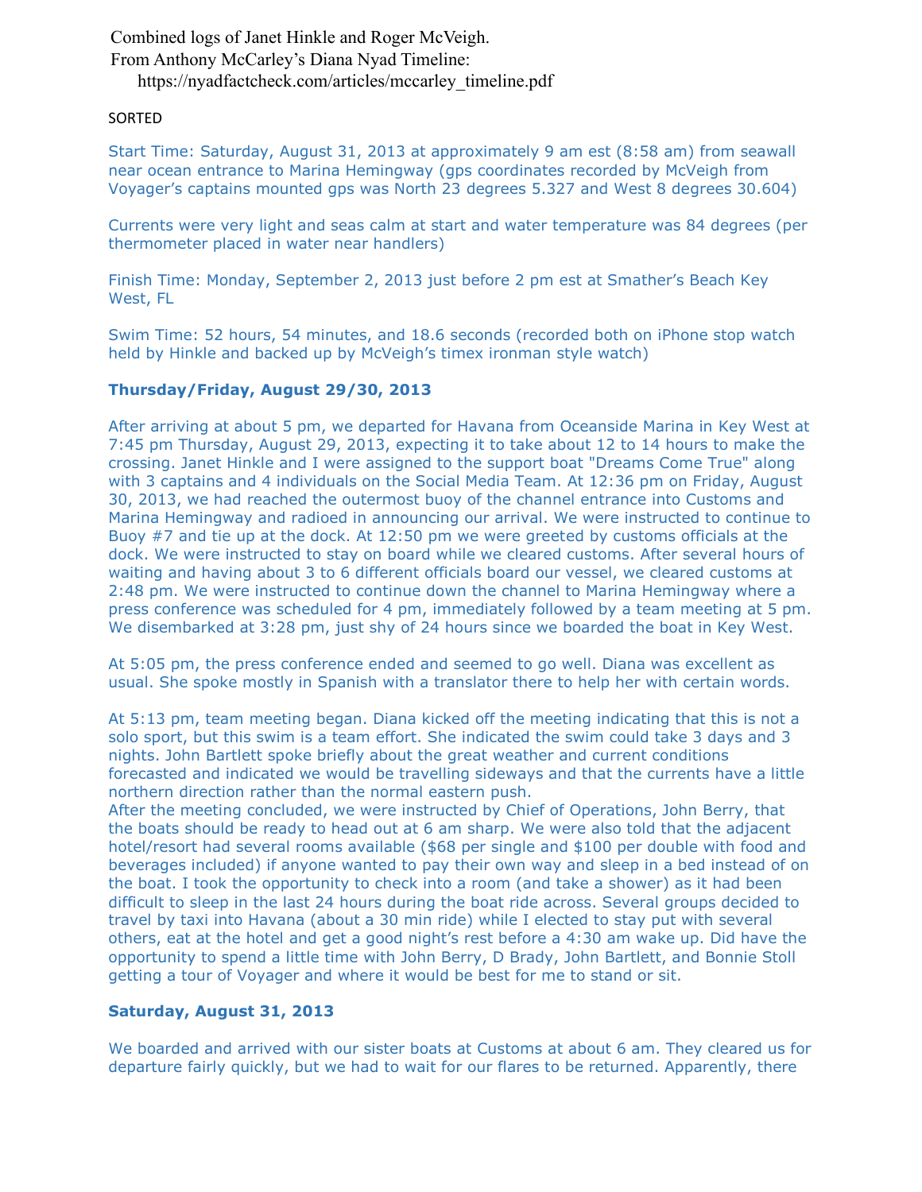Combined logs of Janet Hinkle and Roger McVeigh.
From Anthony McCarley's Diana Nyad Timeline:
https://nyadfactcheck.com/articles/mccarley_timeline.pdf

SORTED

Start Time: Saturday, August 31, 2013 at approximately 9 am est (8:58 am) from seawall near ocean entrance to Marina Hemingway (gps coordinates recorded by McVeigh from Voyager's captains mounted gps was North 23 degrees 5.327 and West 8 degrees 30.604)

Currents were very light and seas calm at start and water temperature was 84 degrees (per thermometer placed in water near handlers)

Finish Time: Monday, September 2, 2013 just before 2 pm est at Smather's Beach Key West, FL

Swim Time: 52 hours, 54 minutes, and 18.6 seconds (recorded both on iPhone stop watch held by Hinkle and backed up by McVeigh's timex ironman style watch)

## Thursday/Friday, August 29/30, 2013

After arriving at about 5 pm, we departed for Havana from Oceanside Marina in Key West at 7:45 pm Thursday, August 29, 2013, expecting it to take about 12 to 14 hours to make the crossing. Janet Hinkle and I were assigned to the support boat "Dreams Come True" along with 3 captains and 4 individuals on the Social Media Team. At 12:36 pm on Friday, August 30, 2013, we had reached the outermost buoy of the channel entrance into Customs and Marina Hemingway and radioed in announcing our arrival. We were instructed to continue to Buoy #7 and tie up at the dock. At 12:50 pm we were greeted by customs officials at the dock. We were instructed to stay on board while we cleared customs. After several hours of waiting and having about 3 to 6 different officials board our vessel, we cleared customs at 2:48 pm. We were instructed to continue down the channel to Marina Hemingway where a press conference was scheduled for 4 pm, immediately followed by a team meeting at 5 pm. We disembarked at 3:28 pm, just shy of 24 hours since we boarded the boat in Key West.

At 5:05 pm, the press conference ended and seemed to go well. Diana was excellent as usual. She spoke mostly in Spanish with a translator there to help her with certain words.

At 5:13 pm, team meeting began. Diana kicked off the meeting indicating that this is not a solo sport, but this swim is a team effort. She indicated the swim could take 3 days and 3 nights. John Bartlett spoke briefly about the great weather and current conditions forecasted and indicated we would be travelling sideways and that the currents have a little northern direction rather than the normal eastern push.
After the meeting concluded, we were instructed by Chief of Operations, John Berry, that the boats should be ready to head out at 6 am sharp. We were also told that the adjacent hotel/resort had several rooms available ($68 per single and $100 per double with food and beverages included) if anyone wanted to pay their own way and sleep in a bed instead of on the boat. I took the opportunity to check into a room (and take a shower) as it had been difficult to sleep in the last 24 hours during the boat ride across. Several groups decided to travel by taxi into Havana (about a 30 min ride) while I elected to stay put with several others, eat at the hotel and get a good night's rest before a 4:30 am wake up. Did have the opportunity to spend a little time with John Berry, D Brady, John Bartlett, and Bonnie Stoll getting a tour of Voyager and where it would be best for me to stand or sit.

## Saturday, August 31, 2013

We boarded and arrived with our sister boats at Customs at about 6 am. They cleared us for departure fairly quickly, but we had to wait for our flares to be returned. Apparently, there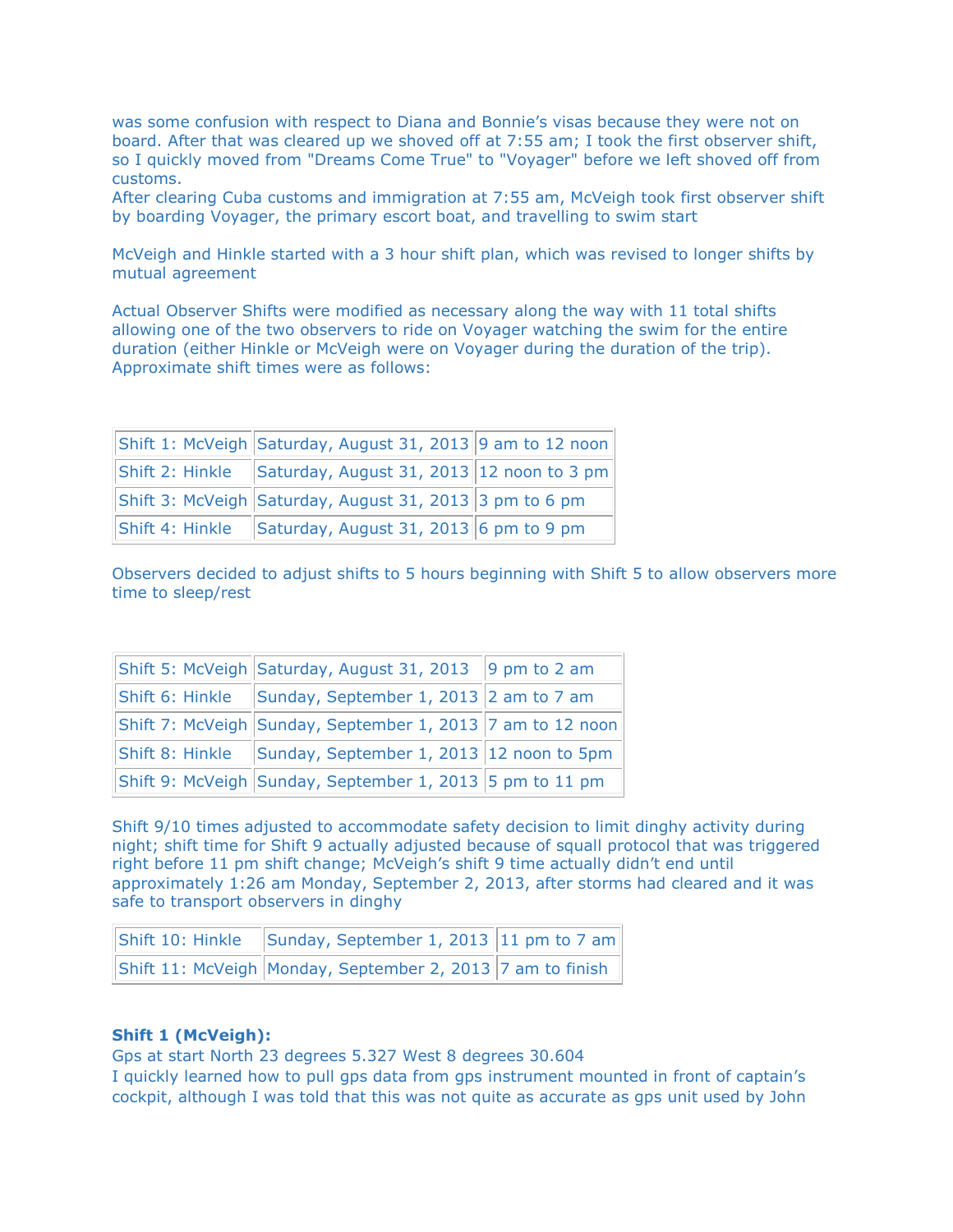was some confusion with respect to Diana and Bonnie's visas because they were not on board. After that was cleared up we shoved off at 7:55 am; I took the first observer shift, so I quickly moved from "Dreams Come True" to "Voyager" before we left shoved off from customs.
After clearing Cuba customs and immigration at 7:55 am, McVeigh took first observer shift by boarding Voyager, the primary escort boat, and travelling to swim start

McVeigh and Hinkle started with a 3 hour shift plan, which was revised to longer shifts by mutual agreement

Actual Observer Shifts were modified as necessary along the way with 11 total shifts allowing one of the two observers to ride on Voyager watching the swim for the entire duration (either Hinkle or McVeigh were on Voyager during the duration of the trip). Approximate shift times were as follows:

| | | |
|---|---|---|
| Shift 1: McVeigh | Saturday, August 31, 2013 | 9 am to 12 noon |
| Shift 2: Hinkle | Saturday, August 31, 2013 | 12 noon to 3 pm |
| Shift 3: McVeigh | Saturday, August 31, 2013 | 3 pm to 6 pm |
| Shift 4: Hinkle | Saturday, August 31, 2013 | 6 pm to 9 pm |

Observers decided to adjust shifts to 5 hours beginning with Shift 5 to allow observers more time to sleep/rest

| | | |
|---|---|---|
| Shift 5: McVeigh | Saturday, August 31, 2013 | 9 pm to 2 am |
| Shift 6: Hinkle | Sunday, September 1, 2013 | 2 am to 7 am |
| Shift 7: McVeigh | Sunday, September 1, 2013 | 7 am to 12 noon |
| Shift 8: Hinkle | Sunday, September 1, 2013 | 12 noon to 5pm |
| Shift 9: McVeigh | Sunday, September 1, 2013 | 5 pm to 11 pm |

Shift 9/10 times adjusted to accommodate safety decision to limit dinghy activity during night; shift time for Shift 9 actually adjusted because of squall protocol that was triggered right before 11 pm shift change; McVeigh's shift 9 time actually didn't end until approximately 1:26 am Monday, September 2, 2013, after storms had cleared and it was safe to transport observers in dinghy

| | | |
|---|---|---|
| Shift 10: Hinkle | Sunday, September 1, 2013 | 11 pm to 7 am |
| Shift 11: McVeigh | Monday, September 2, 2013 | 7 am to finish |

**Shift 1 (McVeigh):**
Gps at start North 23 degrees 5.327 West 8 degrees 30.604
I quickly learned how to pull gps data from gps instrument mounted in front of captain's cockpit, although I was told that this was not quite as accurate as gps unit used by John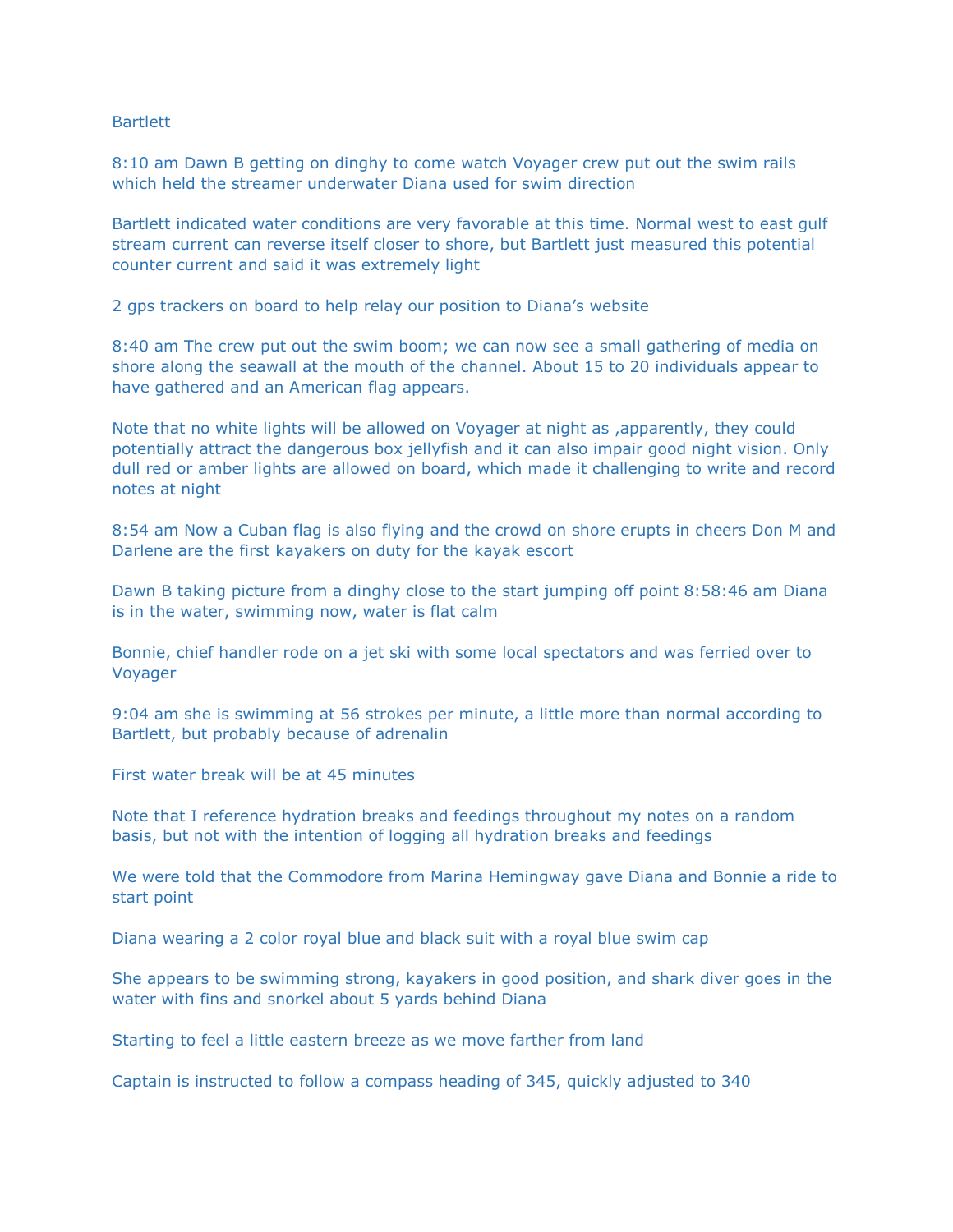Bartlett

8:10 am Dawn B getting on dinghy to come watch Voyager crew put out the swim rails which held the streamer underwater Diana used for swim direction

Bartlett indicated water conditions are very favorable at this time. Normal west to east gulf stream current can reverse itself closer to shore, but Bartlett just measured this potential counter current and said it was extremely light

2 gps trackers on board to help relay our position to Diana's website

8:40 am The crew put out the swim boom; we can now see a small gathering of media on shore along the seawall at the mouth of the channel. About 15 to 20 individuals appear to have gathered and an American flag appears.

Note that no white lights will be allowed on Voyager at night as ,apparently, they could potentially attract the dangerous box jellyfish and it can also impair good night vision. Only dull red or amber lights are allowed on board, which made it challenging to write and record notes at night

8:54 am Now a Cuban flag is also flying and the crowd on shore erupts in cheers Don M and Darlene are the first kayakers on duty for the kayak escort

Dawn B taking picture from a dinghy close to the start jumping off point 8:58:46 am Diana is in the water, swimming now, water is flat calm

Bonnie, chief handler rode on a jet ski with some local spectators and was ferried over to Voyager

9:04 am she is swimming at 56 strokes per minute, a little more than normal according to Bartlett, but probably because of adrenalin

First water break will be at 45 minutes

Note that I reference hydration breaks and feedings throughout my notes on a random basis, but not with the intention of logging all hydration breaks and feedings

We were told that the Commodore from Marina Hemingway gave Diana and Bonnie a ride to start point

Diana wearing a 2 color royal blue and black suit with a royal blue swim cap

She appears to be swimming strong, kayakers in good position, and shark diver goes in the water with fins and snorkel about 5 yards behind Diana

Starting to feel a little eastern breeze as we move farther from land

Captain is instructed to follow a compass heading of 345, quickly adjusted to 340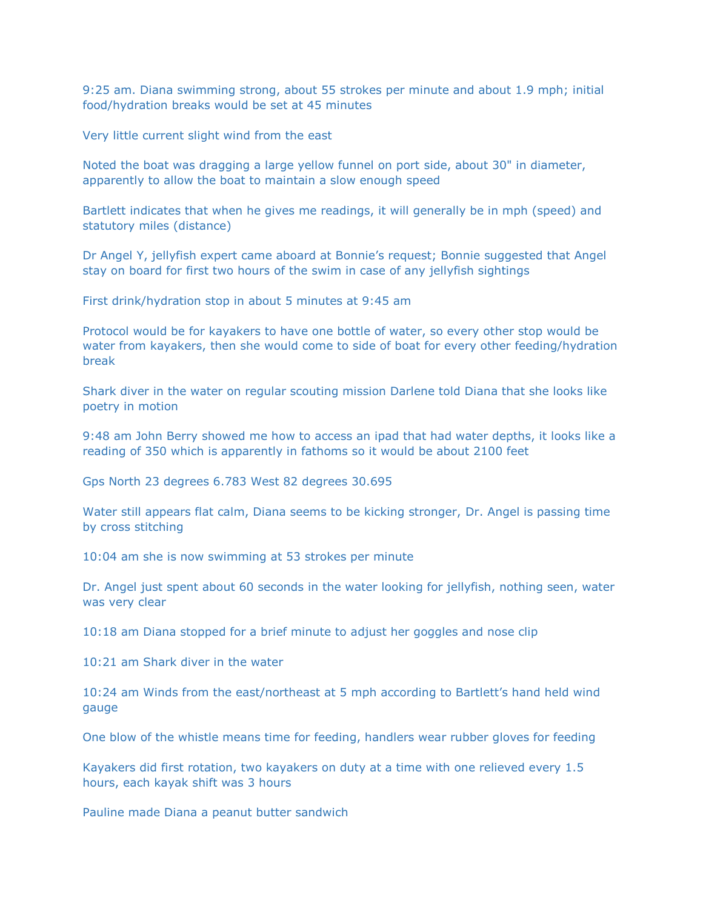9:25 am. Diana swimming strong, about 55 strokes per minute and about 1.9 mph; initial food/hydration breaks would be set at 45 minutes

Very little current slight wind from the east

Noted the boat was dragging a large yellow funnel on port side, about 30" in diameter, apparently to allow the boat to maintain a slow enough speed

Bartlett indicates that when he gives me readings, it will generally be in mph (speed) and statutory miles (distance)

Dr Angel Y, jellyfish expert came aboard at Bonnie's request; Bonnie suggested that Angel stay on board for first two hours of the swim in case of any jellyfish sightings

First drink/hydration stop in about 5 minutes at 9:45 am

Protocol would be for kayakers to have one bottle of water, so every other stop would be water from kayakers, then she would come to side of boat for every other feeding/hydration break

Shark diver in the water on regular scouting mission Darlene told Diana that she looks like poetry in motion

9:48 am John Berry showed me how to access an ipad that had water depths, it looks like a reading of 350 which is apparently in fathoms so it would be about 2100 feet

Gps North 23 degrees 6.783 West 82 degrees 30.695

Water still appears flat calm, Diana seems to be kicking stronger, Dr. Angel is passing time by cross stitching

10:04 am she is now swimming at 53 strokes per minute

Dr. Angel just spent about 60 seconds in the water looking for jellyfish, nothing seen, water was very clear

10:18 am Diana stopped for a brief minute to adjust her goggles and nose clip

10:21 am Shark diver in the water

10:24 am Winds from the east/northeast at 5 mph according to Bartlett's hand held wind gauge

One blow of the whistle means time for feeding, handlers wear rubber gloves for feeding

Kayakers did first rotation, two kayakers on duty at a time with one relieved every 1.5 hours, each kayak shift was 3 hours

Pauline made Diana a peanut butter sandwich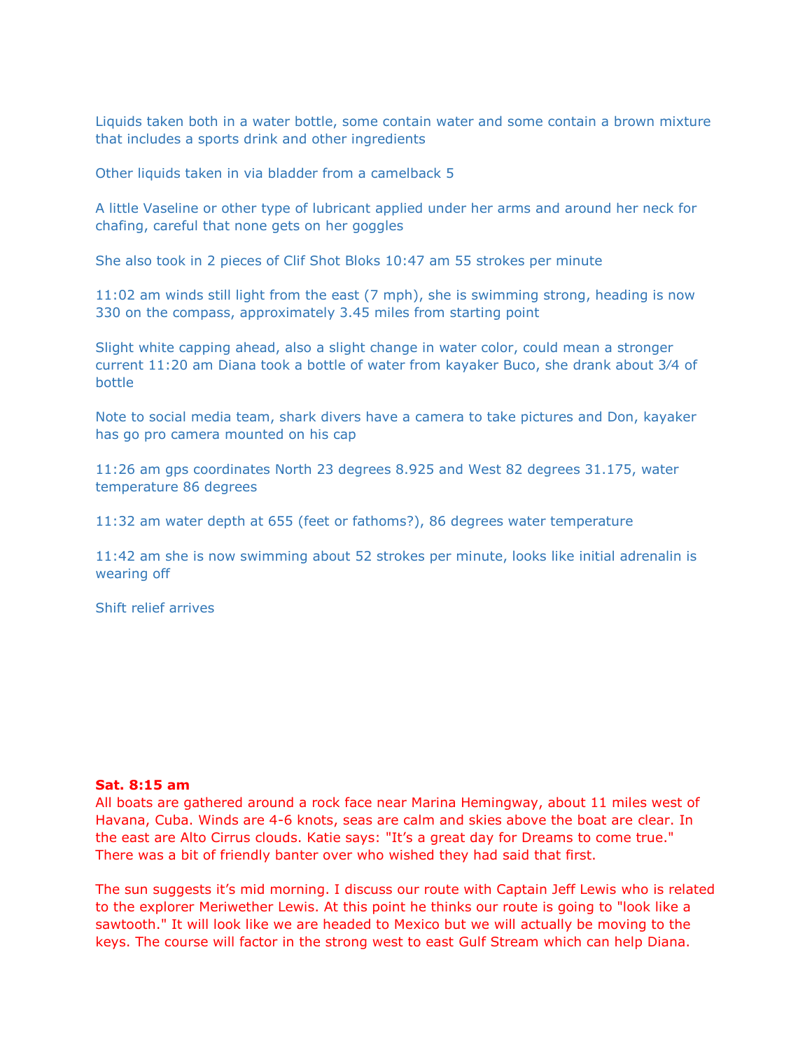Liquids taken both in a water bottle, some contain water and some contain a brown mixture that includes a sports drink and other ingredients

Other liquids taken in via bladder from a camelback 5

A little Vaseline or other type of lubricant applied under her arms and around her neck for chafing, careful that none gets on her goggles

She also took in 2 pieces of Clif Shot Bloks 10:47 am 55 strokes per minute

11:02 am winds still light from the east (7 mph), she is swimming strong, heading is now 330 on the compass, approximately 3.45 miles from starting point

Slight white capping ahead, also a slight change in water color, could mean a stronger current 11:20 am Diana took a bottle of water from kayaker Buco, she drank about 3/4 of bottle

Note to social media team, shark divers have a camera to take pictures and Don, kayaker has go pro camera mounted on his cap

11:26 am gps coordinates North 23 degrees 8.925 and West 82 degrees 31.175, water temperature 86 degrees

11:32 am water depth at 655 (feet or fathoms?), 86 degrees water temperature

11:42 am she is now swimming about 52 strokes per minute, looks like initial adrenalin is wearing off

Shift relief arrives

**Sat. 8:15 am**

All boats are gathered around a rock face near Marina Hemingway, about 11 miles west of Havana, Cuba. Winds are 4-6 knots, seas are calm and skies above the boat are clear. In the east are Alto Cirrus clouds. Katie says: "It's a great day for Dreams to come true." There was a bit of friendly banter over who wished they had said that first.

The sun suggests it's mid morning. I discuss our route with Captain Jeff Lewis who is related to the explorer Meriwether Lewis. At this point he thinks our route is going to "look like a sawtooth." It will look like we are headed to Mexico but we will actually be moving to the keys. The course will factor in the strong west to east Gulf Stream which can help Diana.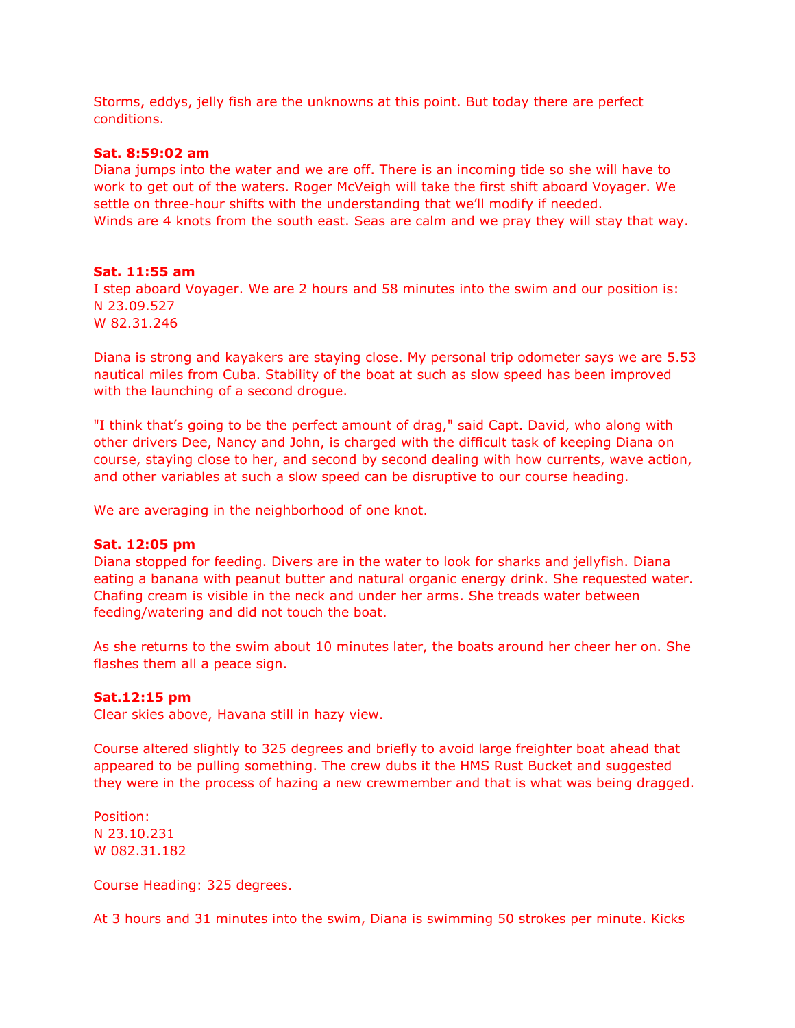Storms, eddys, jelly fish are the unknowns at this point. But today there are perfect conditions.

**Sat. 8:59:02 am**
Diana jumps into the water and we are off. There is an incoming tide so she will have to work to get out of the waters. Roger McVeigh will take the first shift aboard Voyager. We settle on three-hour shifts with the understanding that we'll modify if needed.
Winds are 4 knots from the south east. Seas are calm and we pray they will stay that way.

**Sat. 11:55 am**
I step aboard Voyager. We are 2 hours and 58 minutes into the swim and our position is:
N 23.09.527
W 82.31.246

Diana is strong and kayakers are staying close. My personal trip odometer says we are 5.53 nautical miles from Cuba. Stability of the boat at such as slow speed has been improved with the launching of a second drogue.

"I think that's going to be the perfect amount of drag," said Capt. David, who along with other drivers Dee, Nancy and John, is charged with the difficult task of keeping Diana on course, staying close to her, and second by second dealing with how currents, wave action, and other variables at such a slow speed can be disruptive to our course heading.

We are averaging in the neighborhood of one knot.

**Sat. 12:05 pm**
Diana stopped for feeding. Divers are in the water to look for sharks and jellyfish. Diana eating a banana with peanut butter and natural organic energy drink. She requested water. Chafing cream is visible in the neck and under her arms. She treads water between feeding/watering and did not touch the boat.

As she returns to the swim about 10 minutes later, the boats around her cheer her on. She flashes them all a peace sign.

**Sat.12:15 pm**
Clear skies above, Havana still in hazy view.

Course altered slightly to 325 degrees and briefly to avoid large freighter boat ahead that appeared to be pulling something. The crew dubs it the HMS Rust Bucket and suggested they were in the process of hazing a new crewmember and that is what was being dragged.

Position:
N 23.10.231
W 082.31.182

Course Heading: 325 degrees.

At 3 hours and 31 minutes into the swim, Diana is swimming 50 strokes per minute. Kicks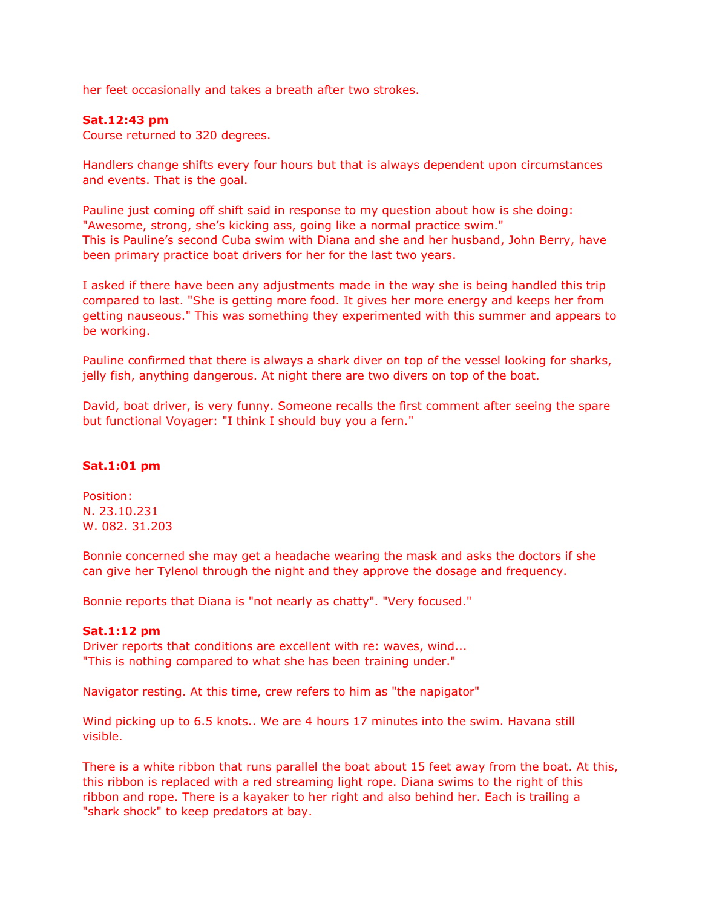her feet occasionally and takes a breath after two strokes.

**Sat.12:43 pm**
Course returned to 320 degrees.

Handlers change shifts every four hours but that is always dependent upon circumstances and events. That is the goal.

Pauline just coming off shift said in response to my question about how is she doing: "Awesome, strong, she's kicking ass, going like a normal practice swim."
This is Pauline's second Cuba swim with Diana and she and her husband, John Berry, have been primary practice boat drivers for her for the last two years.

I asked if there have been any adjustments made in the way she is being handled this trip compared to last. "She is getting more food. It gives her more energy and keeps her from getting nauseous." This was something they experimented with this summer and appears to be working.

Pauline confirmed that there is always a shark diver on top of the vessel looking for sharks, jelly fish, anything dangerous. At night there are two divers on top of the boat.

David, boat driver, is very funny. Someone recalls the first comment after seeing the spare but functional Voyager: "I think I should buy you a fern."

**Sat.1:01 pm**

Position:
N. 23.10.231
W. 082. 31.203

Bonnie concerned she may get a headache wearing the mask and asks the doctors if she can give her Tylenol through the night and they approve the dosage and frequency.

Bonnie reports that Diana is "not nearly as chatty". "Very focused."

**Sat.1:12 pm**
Driver reports that conditions are excellent with re: waves, wind...
"This is nothing compared to what she has been training under."

Navigator resting. At this time, crew refers to him as "the napigator"

Wind picking up to 6.5 knots.. We are 4 hours 17 minutes into the swim. Havana still visible.

There is a white ribbon that runs parallel the boat about 15 feet away from the boat. At this, this ribbon is replaced with a red streaming light rope. Diana swims to the right of this ribbon and rope. There is a kayaker to her right and also behind her. Each is trailing a "shark shock" to keep predators at bay.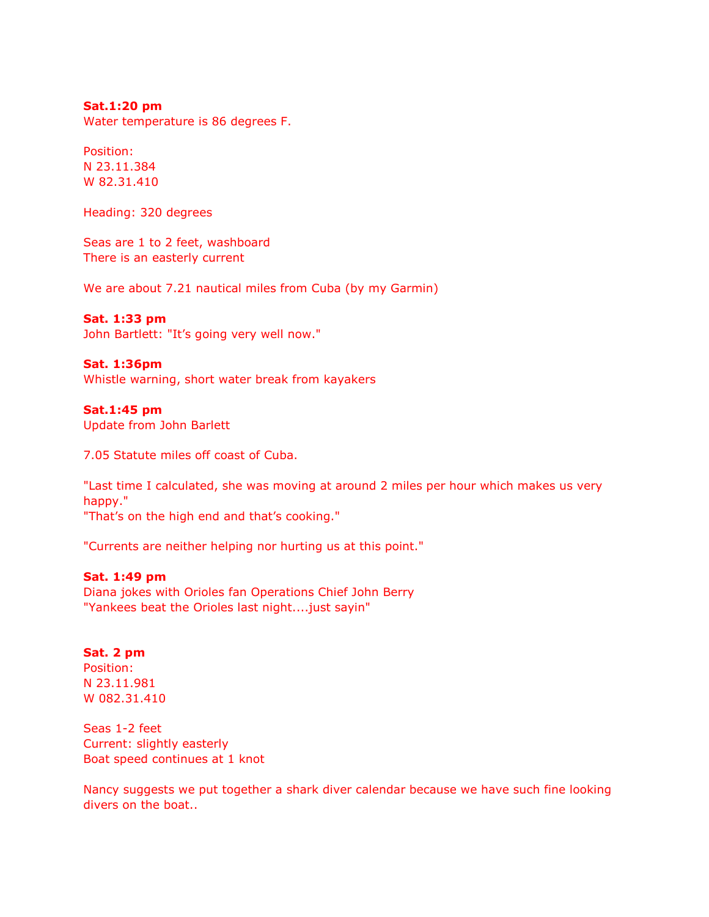**Sat.1:20 pm**
Water temperature is 86 degrees F.

Position:
N 23.11.384
W 82.31.410

Heading: 320 degrees

Seas are 1 to 2 feet, washboard
There is an easterly current

We are about 7.21 nautical miles from Cuba (by my Garmin)

**Sat. 1:33 pm**
John Bartlett: "It's going very well now."

**Sat. 1:36pm**
Whistle warning, short water break from kayakers

**Sat.1:45 pm**
Update from John Barlett

7.05 Statute miles off coast of Cuba.

"Last time I calculated, she was moving at around 2 miles per hour which makes us very happy."
"That's on the high end and that's cooking."

"Currents are neither helping nor hurting us at this point."

**Sat. 1:49 pm**
Diana jokes with Orioles fan Operations Chief John Berry
"Yankees beat the Orioles last night....just sayin"

**Sat. 2 pm**
Position:
N 23.11.981
W 082.31.410

Seas 1-2 feet
Current: slightly easterly
Boat speed continues at 1 knot

Nancy suggests we put together a shark diver calendar because we have such fine looking divers on the boat..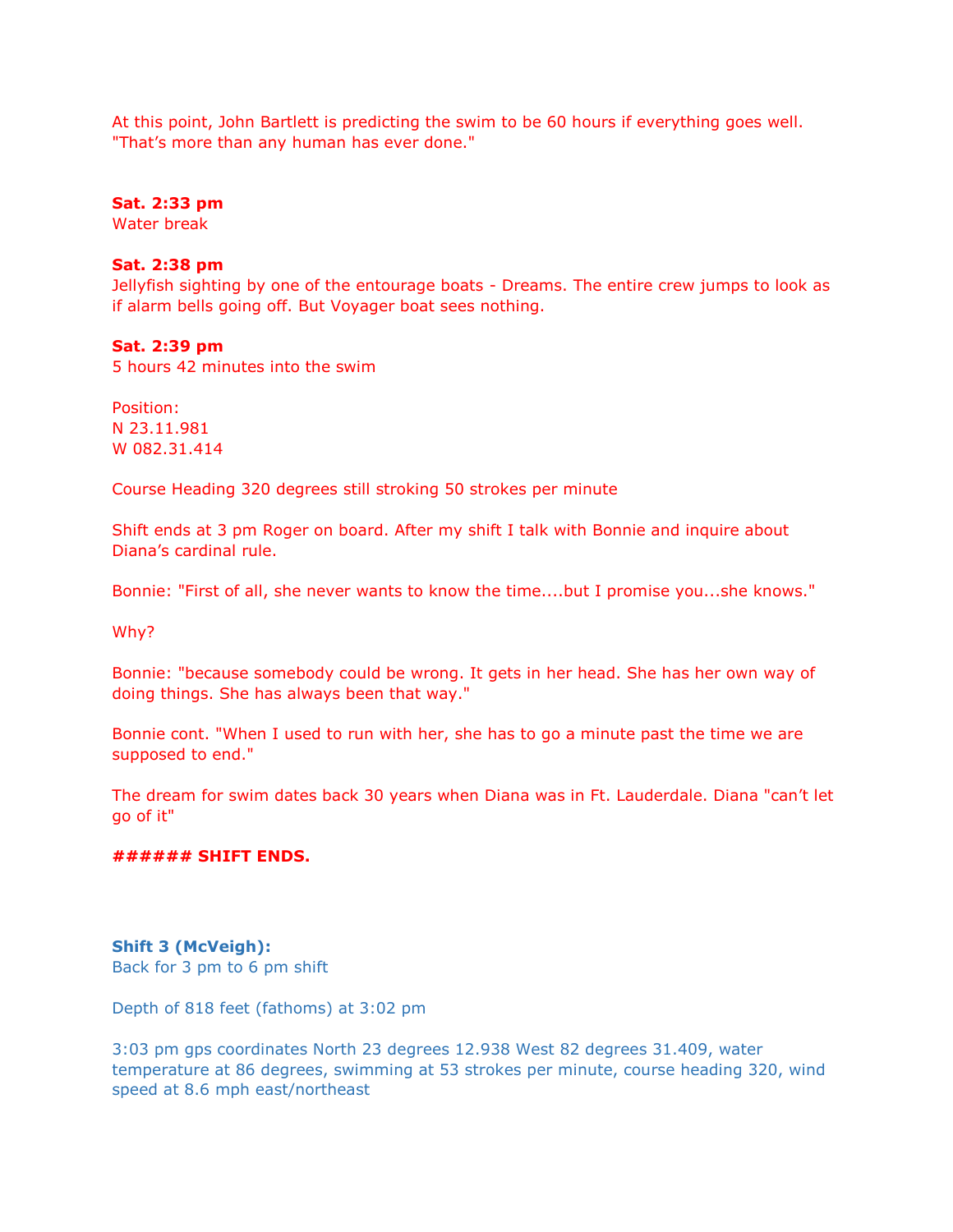At this point, John Bartlett is predicting the swim to be 60 hours if everything goes well. "That's more than any human has ever done."

**Sat. 2:33 pm**
Water break

**Sat. 2:38 pm**
Jellyfish sighting by one of the entourage boats - Dreams. The entire crew jumps to look as if alarm bells going off. But Voyager boat sees nothing.

**Sat. 2:39 pm**
5 hours 42 minutes into the swim

Position:
N 23.11.981
W 082.31.414

Course Heading 320 degrees still stroking 50 strokes per minute

Shift ends at 3 pm Roger on board. After my shift I talk with Bonnie and inquire about Diana's cardinal rule.

Bonnie: "First of all, she never wants to know the time....but I promise you...she knows."

Why?

Bonnie: "because somebody could be wrong. It gets in her head. She has her own way of doing things. She has always been that way."

Bonnie cont. "When I used to run with her, she has to go a minute past the time we are supposed to end."

The dream for swim dates back 30 years when Diana was in Ft. Lauderdale. Diana "can't let go of it"

**###### SHIFT ENDS.**

**Shift 3 (McVeigh):**
Back for 3 pm to 6 pm shift

Depth of 818 feet (fathoms) at 3:02 pm

3:03 pm gps coordinates North 23 degrees 12.938 West 82 degrees 31.409, water temperature at 86 degrees, swimming at 53 strokes per minute, course heading 320, wind speed at 8.6 mph east/northeast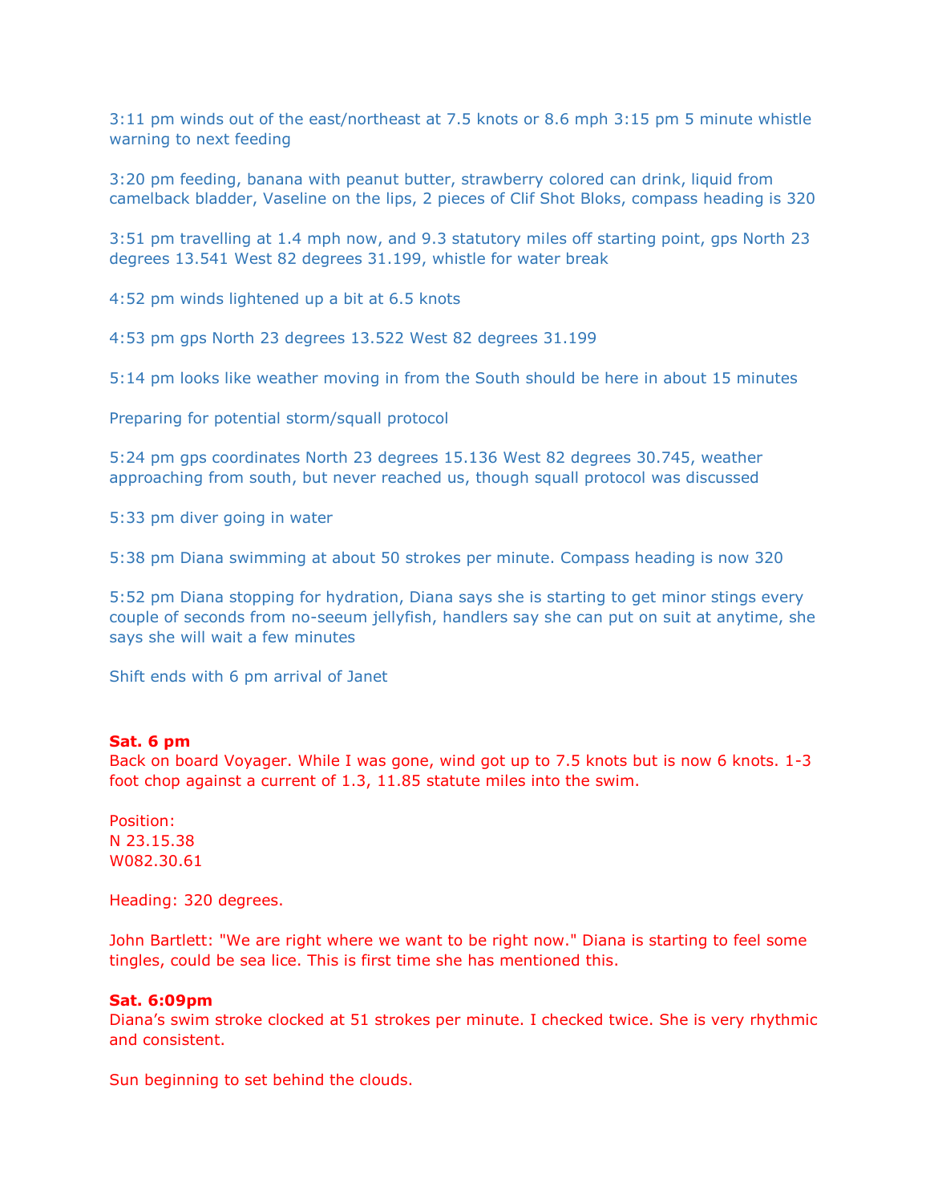3:11 pm winds out of the east/northeast at 7.5 knots or 8.6 mph 3:15 pm 5 minute whistle warning to next feeding

3:20 pm feeding, banana with peanut butter, strawberry colored can drink, liquid from camelback bladder, Vaseline on the lips, 2 pieces of Clif Shot Bloks, compass heading is 320

3:51 pm travelling at 1.4 mph now, and 9.3 statutory miles off starting point, gps North 23 degrees 13.541 West 82 degrees 31.199, whistle for water break

4:52 pm winds lightened up a bit at 6.5 knots

4:53 pm gps North 23 degrees 13.522 West 82 degrees 31.199

5:14 pm looks like weather moving in from the South should be here in about 15 minutes

Preparing for potential storm/squall protocol

5:24 pm gps coordinates North 23 degrees 15.136 West 82 degrees 30.745, weather approaching from south, but never reached us, though squall protocol was discussed

5:33 pm diver going in water

5:38 pm Diana swimming at about 50 strokes per minute. Compass heading is now 320

5:52 pm Diana stopping for hydration, Diana says she is starting to get minor stings every couple of seconds from no-seeum jellyfish, handlers say she can put on suit at anytime, she says she will wait a few minutes

Shift ends with 6 pm arrival of Janet

**Sat. 6 pm**
Back on board Voyager. While I was gone, wind got up to 7.5 knots but is now 6 knots. 1-3 foot chop against a current of 1.3, 11.85 statute miles into the swim.

Position:
N 23.15.38
W082.30.61

Heading: 320 degrees.

John Bartlett: "We are right where we want to be right now." Diana is starting to feel some tingles, could be sea lice. This is first time she has mentioned this.

**Sat. 6:09pm**
Diana's swim stroke clocked at 51 strokes per minute. I checked twice. She is very rhythmic and consistent.

Sun beginning to set behind the clouds.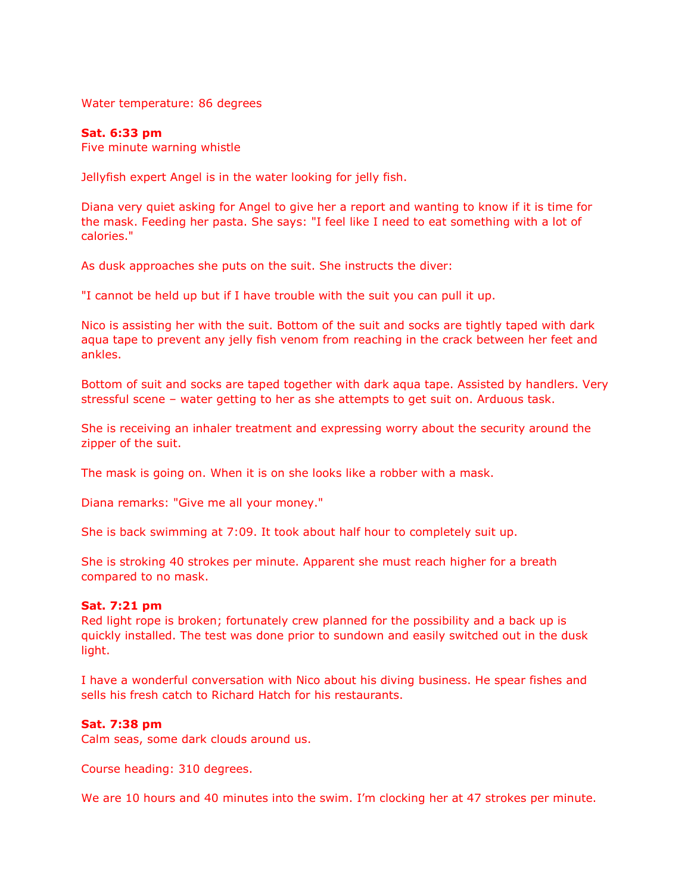Water temperature: 86 degrees

**Sat. 6:33 pm**
Five minute warning whistle

Jellyfish expert Angel is in the water looking for jelly fish.

Diana very quiet asking for Angel to give her a report and wanting to know if it is time for the mask. Feeding her pasta. She says: "I feel like I need to eat something with a lot of calories."

As dusk approaches she puts on the suit. She instructs the diver:

"I cannot be held up but if I have trouble with the suit you can pull it up.

Nico is assisting her with the suit. Bottom of the suit and socks are tightly taped with dark aqua tape to prevent any jelly fish venom from reaching in the crack between her feet and ankles.

Bottom of suit and socks are taped together with dark aqua tape. Assisted by handlers. Very stressful scene – water getting to her as she attempts to get suit on. Arduous task.

She is receiving an inhaler treatment and expressing worry about the security around the zipper of the suit.

The mask is going on. When it is on she looks like a robber with a mask.

Diana remarks: "Give me all your money."

She is back swimming at 7:09. It took about half hour to completely suit up.

She is stroking 40 strokes per minute. Apparent she must reach higher for a breath compared to no mask.

**Sat. 7:21 pm**
Red light rope is broken; fortunately crew planned for the possibility and a back up is quickly installed. The test was done prior to sundown and easily switched out in the dusk light.

I have a wonderful conversation with Nico about his diving business. He spear fishes and sells his fresh catch to Richard Hatch for his restaurants.

**Sat. 7:38 pm**
Calm seas, some dark clouds around us.

Course heading: 310 degrees.

We are 10 hours and 40 minutes into the swim. I'm clocking her at 47 strokes per minute.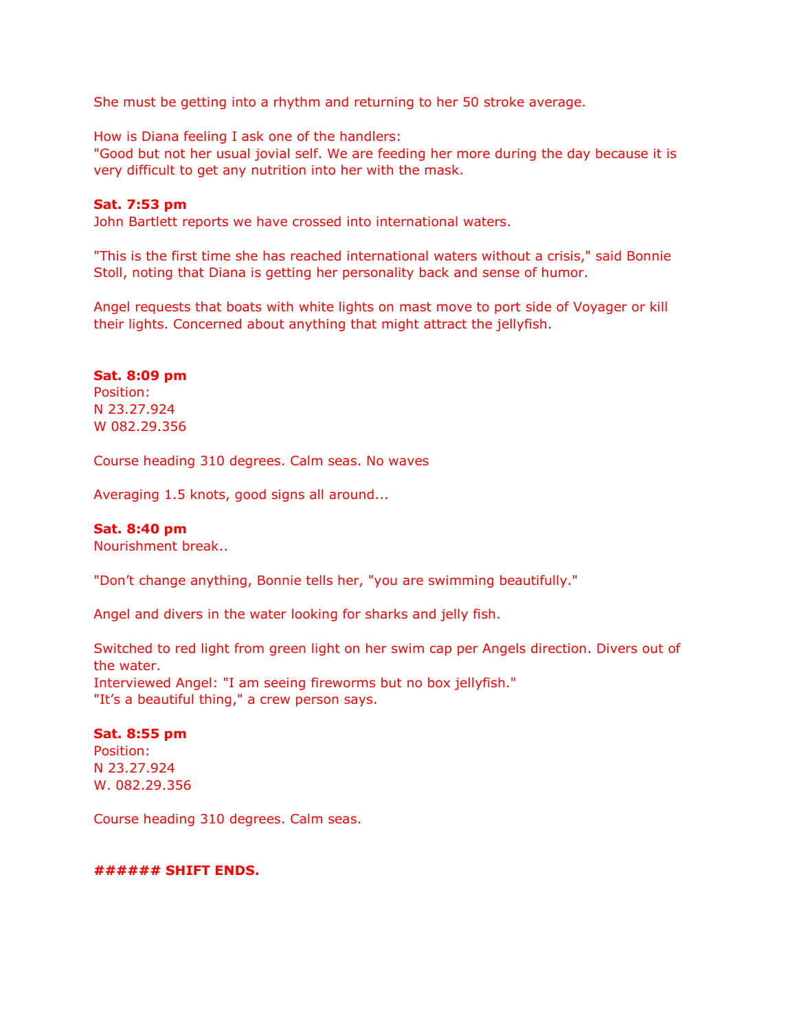She must be getting into a rhythm and returning to her 50 stroke average.

How is Diana feeling I ask one of the handlers:
"Good but not her usual jovial self. We are feeding her more during the day because it is very difficult to get any nutrition into her with the mask.

**Sat. 7:53 pm**
John Bartlett reports we have crossed into international waters.

"This is the first time she has reached international waters without a crisis," said Bonnie Stoll, noting that Diana is getting her personality back and sense of humor.

Angel requests that boats with white lights on mast move to port side of Voyager or kill their lights. Concerned about anything that might attract the jellyfish.

**Sat. 8:09 pm**
Position:
N 23.27.924
W 082.29.356

Course heading 310 degrees. Calm seas. No waves

Averaging 1.5 knots, good signs all around...

**Sat. 8:40 pm**
Nourishment break..

"Don't change anything, Bonnie tells her, "you are swimming beautifully."

Angel and divers in the water looking for sharks and jelly fish.

Switched to red light from green light on her swim cap per Angels direction. Divers out of the water.
Interviewed Angel: "I am seeing fireworms but no box jellyfish."
"It's a beautiful thing," a crew person says.

**Sat. 8:55 pm**
Position:
N 23.27.924
W. 082.29.356

Course heading 310 degrees. Calm seas.

**###### SHIFT ENDS.**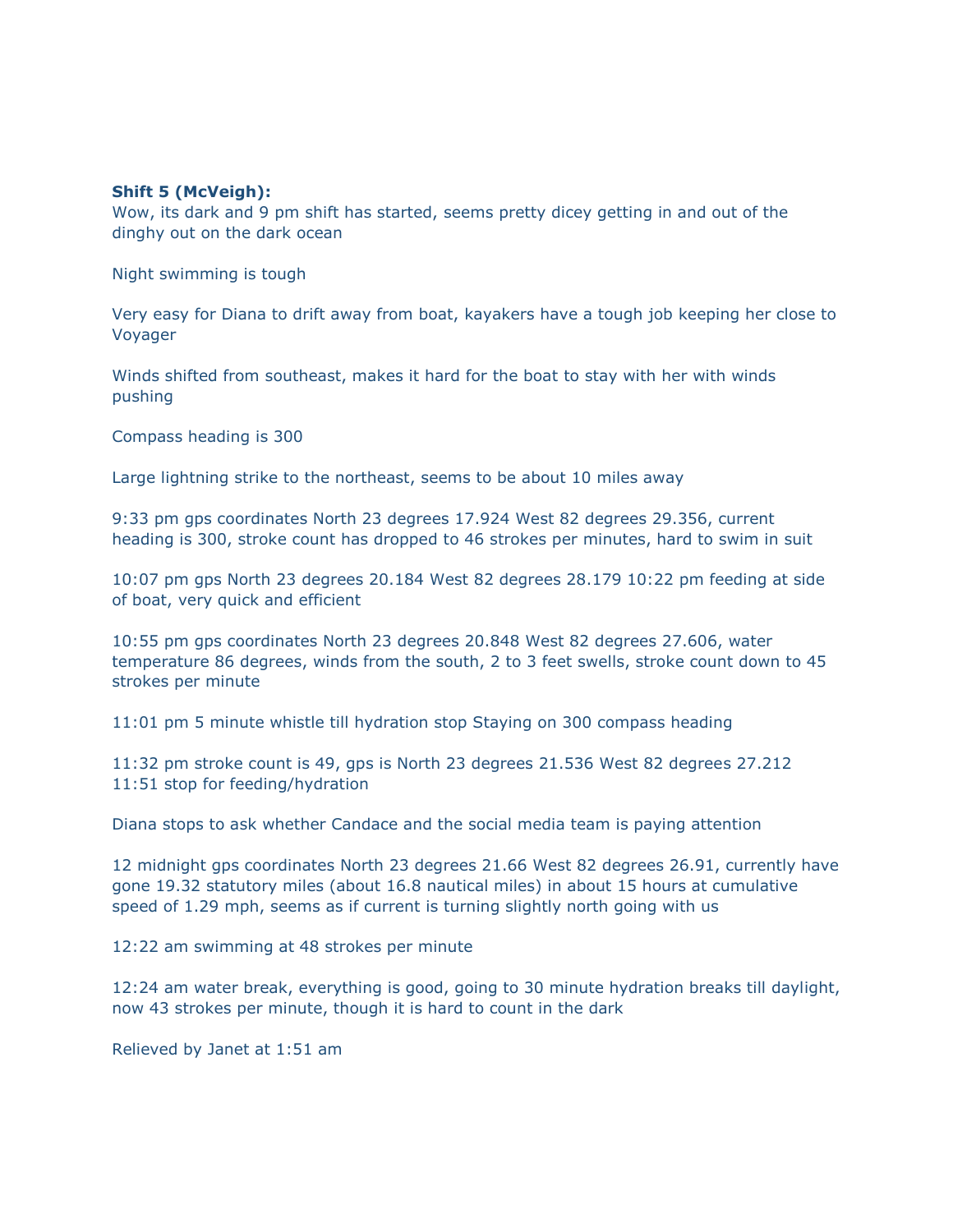**Shift 5 (McVeigh):**

Wow, its dark and 9 pm shift has started, seems pretty dicey getting in and out of the dinghy out on the dark ocean

Night swimming is tough

Very easy for Diana to drift away from boat, kayakers have a tough job keeping her close to Voyager

Winds shifted from southeast, makes it hard for the boat to stay with her with winds pushing

Compass heading is 300

Large lightning strike to the northeast, seems to be about 10 miles away

9:33 pm gps coordinates North 23 degrees 17.924 West 82 degrees 29.356, current heading is 300, stroke count has dropped to 46 strokes per minutes, hard to swim in suit

10:07 pm gps North 23 degrees 20.184 West 82 degrees 28.179 10:22 pm feeding at side of boat, very quick and efficient

10:55 pm gps coordinates North 23 degrees 20.848 West 82 degrees 27.606, water temperature 86 degrees, winds from the south, 2 to 3 feet swells, stroke count down to 45 strokes per minute

11:01 pm 5 minute whistle till hydration stop Staying on 300 compass heading

11:32 pm stroke count is 49, gps is North 23 degrees 21.536 West 82 degrees 27.212
11:51 stop for feeding/hydration

Diana stops to ask whether Candace and the social media team is paying attention

12 midnight gps coordinates North 23 degrees 21.66 West 82 degrees 26.91, currently have gone 19.32 statutory miles (about 16.8 nautical miles) in about 15 hours at cumulative speed of 1.29 mph, seems as if current is turning slightly north going with us

12:22 am swimming at 48 strokes per minute

12:24 am water break, everything is good, going to 30 minute hydration breaks till daylight, now 43 strokes per minute, though it is hard to count in the dark

Relieved by Janet at 1:51 am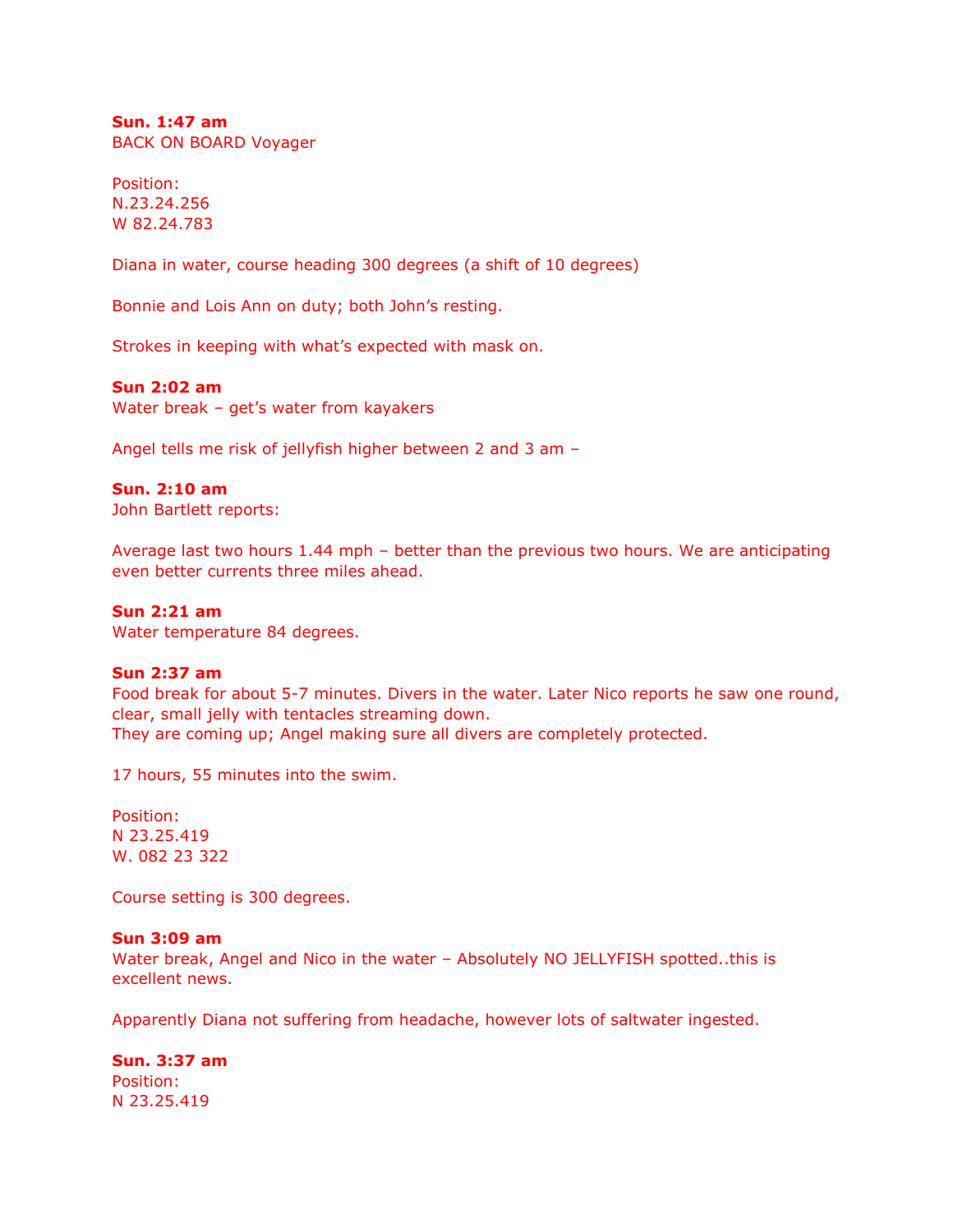**Sun. 1:47 am**
BACK ON BOARD Voyager

Position:
N.23.24.256
W 82.24.783

Diana in water, course heading 300 degrees (a shift of 10 degrees)

Bonnie and Lois Ann on duty; both John's resting.

Strokes in keeping with what's expected with mask on.

**Sun 2:02 am**
Water break – get's water from kayakers

Angel tells me risk of jellyfish higher between 2 and 3 am –

**Sun. 2:10 am**
John Bartlett reports:

Average last two hours 1.44 mph – better than the previous two hours. We are anticipating even better currents three miles ahead.

**Sun 2:21 am**
Water temperature 84 degrees.

**Sun 2:37 am**
Food break for about 5-7 minutes. Divers in the water. Later Nico reports he saw one round, clear, small jelly with tentacles streaming down.
They are coming up; Angel making sure all divers are completely protected.

17 hours, 55 minutes into the swim.

Position:
N 23.25.419
W. 082 23 322

Course setting is 300 degrees.

**Sun 3:09 am**
Water break, Angel and Nico in the water – Absolutely NO JELLYFISH spotted..this is excellent news.

Apparently Diana not suffering from headache, however lots of saltwater ingested.

**Sun. 3:37 am**
Position:
N 23.25.419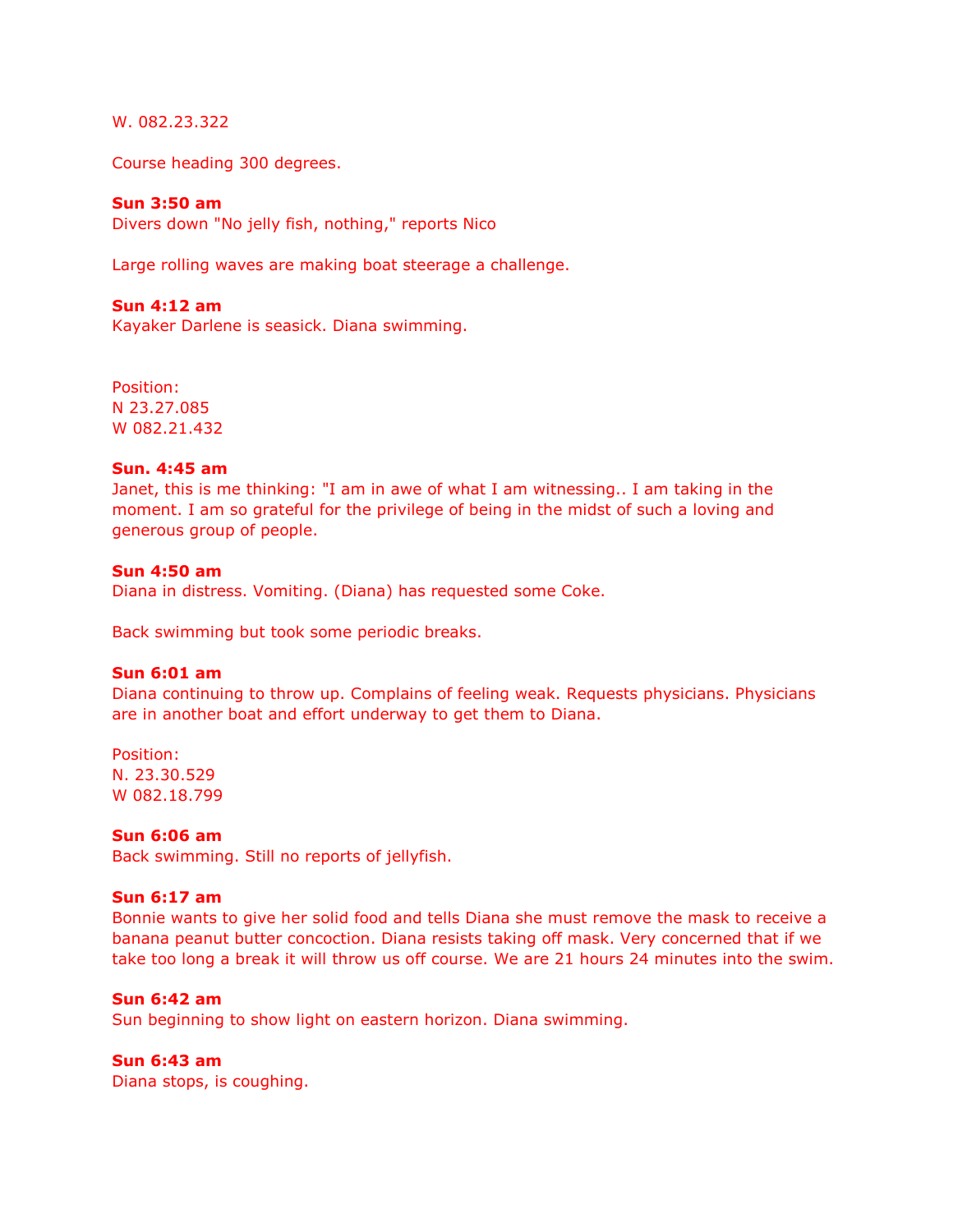W. 082.23.322

Course heading 300 degrees.

**Sun 3:50 am**
Divers down "No jelly fish, nothing," reports Nico

Large rolling waves are making boat steerage a challenge.

**Sun 4:12 am**
Kayaker Darlene is seasick. Diana swimming.

Position:
N 23.27.085
W 082.21.432

**Sun. 4:45 am**
Janet, this is me thinking: "I am in awe of what I am witnessing.. I am taking in the moment. I am so grateful for the privilege of being in the midst of such a loving and generous group of people.

**Sun 4:50 am**
Diana in distress. Vomiting. (Diana) has requested some Coke.

Back swimming but took some periodic breaks.

**Sun 6:01 am**
Diana continuing to throw up. Complains of feeling weak. Requests physicians. Physicians are in another boat and effort underway to get them to Diana.

Position:
N. 23.30.529
W 082.18.799

**Sun 6:06 am**
Back swimming. Still no reports of jellyfish.

**Sun 6:17 am**
Bonnie wants to give her solid food and tells Diana she must remove the mask to receive a banana peanut butter concoction. Diana resists taking off mask. Very concerned that if we take too long a break it will throw us off course. We are 21 hours 24 minutes into the swim.

**Sun 6:42 am**
Sun beginning to show light on eastern horizon. Diana swimming.

**Sun 6:43 am**
Diana stops, is coughing.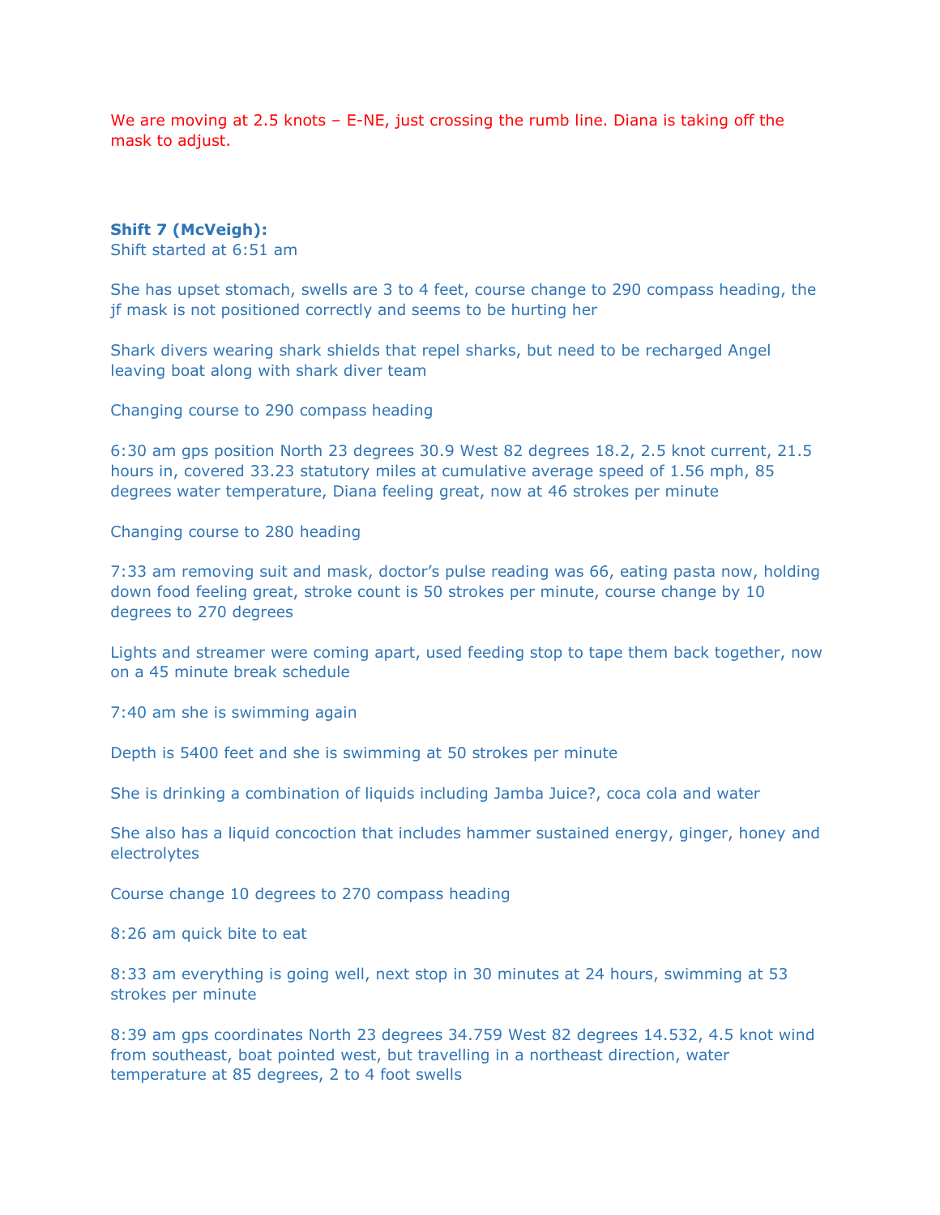We are moving at 2.5 knots – E-NE, just crossing the rumb line. Diana is taking off the mask to adjust.

**Shift 7 (McVeigh):**
Shift started at 6:51 am

She has upset stomach, swells are 3 to 4 feet, course change to 290 compass heading, the jf mask is not positioned correctly and seems to be hurting her

Shark divers wearing shark shields that repel sharks, but need to be recharged Angel leaving boat along with shark diver team

Changing course to 290 compass heading

6:30 am gps position North 23 degrees 30.9 West 82 degrees 18.2, 2.5 knot current, 21.5 hours in, covered 33.23 statutory miles at cumulative average speed of 1.56 mph, 85 degrees water temperature, Diana feeling great, now at 46 strokes per minute

Changing course to 280 heading

7:33 am removing suit and mask, doctor's pulse reading was 66, eating pasta now, holding down food feeling great, stroke count is 50 strokes per minute, course change by 10 degrees to 270 degrees

Lights and streamer were coming apart, used feeding stop to tape them back together, now on a 45 minute break schedule

7:40 am she is swimming again

Depth is 5400 feet and she is swimming at 50 strokes per minute

She is drinking a combination of liquids including Jamba Juice?, coca cola and water

She also has a liquid concoction that includes hammer sustained energy, ginger, honey and electrolytes

Course change 10 degrees to 270 compass heading

8:26 am quick bite to eat

8:33 am everything is going well, next stop in 30 minutes at 24 hours, swimming at 53 strokes per minute

8:39 am gps coordinates North 23 degrees 34.759 West 82 degrees 14.532, 4.5 knot wind from southeast, boat pointed west, but travelling in a northeast direction, water temperature at 85 degrees, 2 to 4 foot swells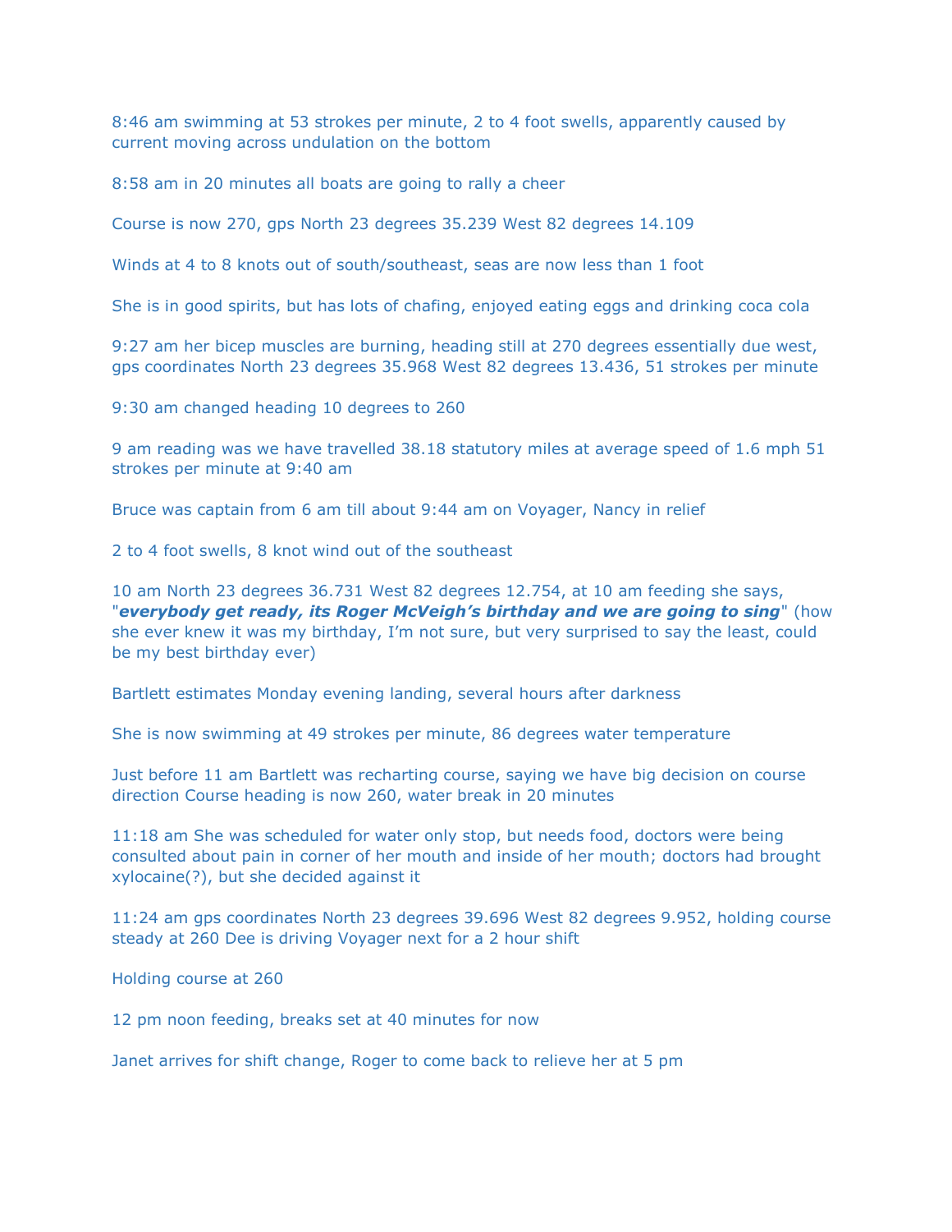8:46 am swimming at 53 strokes per minute, 2 to 4 foot swells, apparently caused by current moving across undulation on the bottom

8:58 am in 20 minutes all boats are going to rally a cheer

Course is now 270, gps North 23 degrees 35.239 West 82 degrees 14.109

Winds at 4 to 8 knots out of south/southeast, seas are now less than 1 foot

She is in good spirits, but has lots of chafing, enjoyed eating eggs and drinking coca cola

9:27 am her bicep muscles are burning, heading still at 270 degrees essentially due west, gps coordinates North 23 degrees 35.968 West 82 degrees 13.436, 51 strokes per minute

9:30 am changed heading 10 degrees to 260

9 am reading was we have travelled 38.18 statutory miles at average speed of 1.6 mph 51 strokes per minute at 9:40 am

Bruce was captain from 6 am till about 9:44 am on Voyager, Nancy in relief

2 to 4 foot swells, 8 knot wind out of the southeast

10 am North 23 degrees 36.731 West 82 degrees 12.754, at 10 am feeding she says, "***everybody get ready, its Roger McVeigh's birthday and we are going to sing***" (how she ever knew it was my birthday, I'm not sure, but very surprised to say the least, could be my best birthday ever)

Bartlett estimates Monday evening landing, several hours after darkness

She is now swimming at 49 strokes per minute, 86 degrees water temperature

Just before 11 am Bartlett was recharting course, saying we have big decision on course direction Course heading is now 260, water break in 20 minutes

11:18 am She was scheduled for water only stop, but needs food, doctors were being consulted about pain in corner of her mouth and inside of her mouth; doctors had brought xylocaine(?), but she decided against it

11:24 am gps coordinates North 23 degrees 39.696 West 82 degrees 9.952, holding course steady at 260 Dee is driving Voyager next for a 2 hour shift

Holding course at 260

12 pm noon feeding, breaks set at 40 minutes for now

Janet arrives for shift change, Roger to come back to relieve her at 5 pm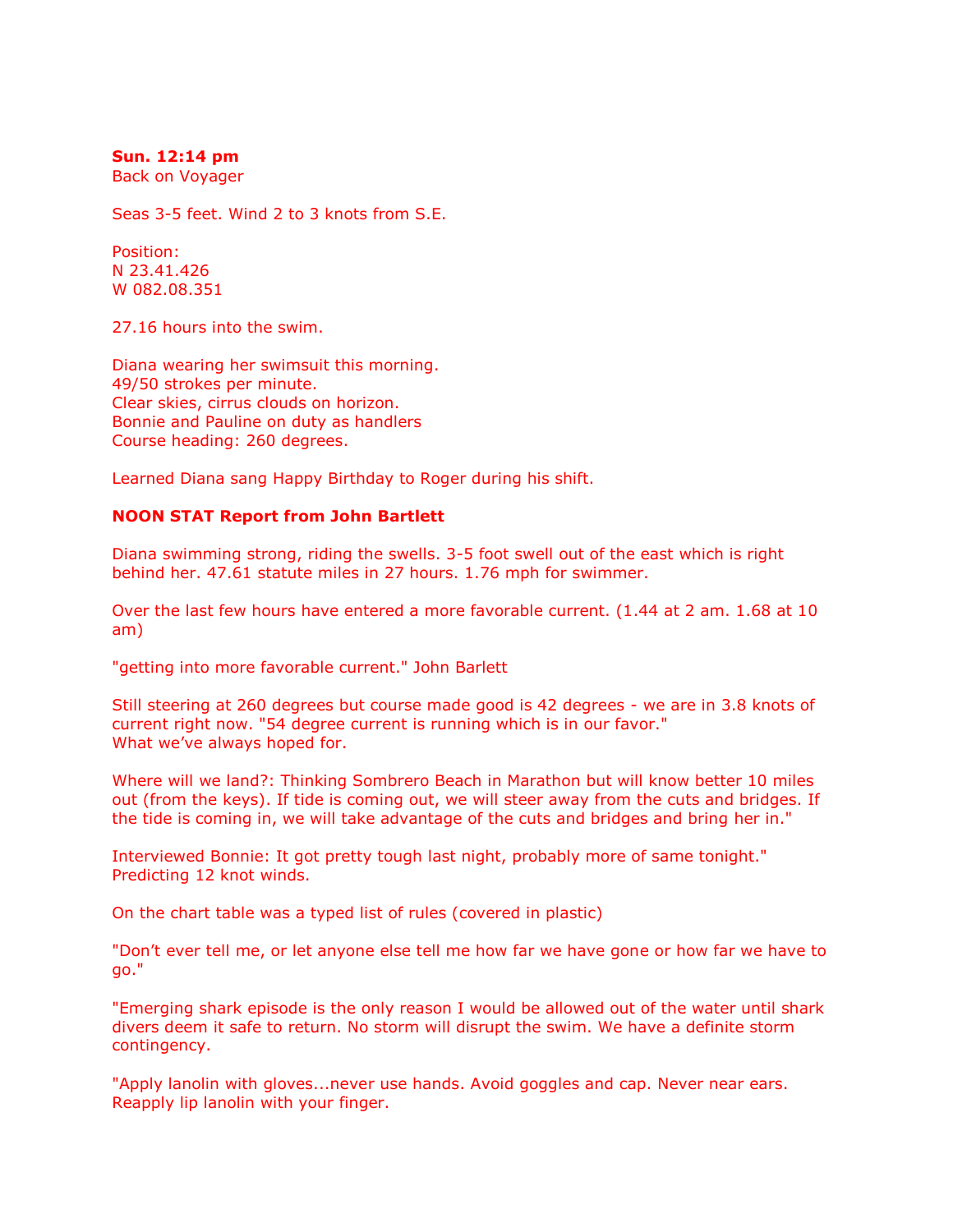**Sun. 12:14 pm**
Back on Voyager

Seas 3-5 feet. Wind 2 to 3 knots from S.E.

Position:
N 23.41.426
W 082.08.351

27.16 hours into the swim.

Diana wearing her swimsuit this morning.
49/50 strokes per minute.
Clear skies, cirrus clouds on horizon.
Bonnie and Pauline on duty as handlers
Course heading: 260 degrees.

Learned Diana sang Happy Birthday to Roger during his shift.

**NOON STAT Report from John Bartlett**

Diana swimming strong, riding the swells. 3-5 foot swell out of the east which is right behind her. 47.61 statute miles in 27 hours. 1.76 mph for swimmer.

Over the last few hours have entered a more favorable current. (1.44 at 2 am. 1.68 at 10 am)

"getting into more favorable current." John Barlett

Still steering at 260 degrees but course made good is 42 degrees - we are in 3.8 knots of current right now. "54 degree current is running which is in our favor."
What we've always hoped for.

Where will we land?: Thinking Sombrero Beach in Marathon but will know better 10 miles out (from the keys). If tide is coming out, we will steer away from the cuts and bridges. If the tide is coming in, we will take advantage of the cuts and bridges and bring her in."

Interviewed Bonnie: It got pretty tough last night, probably more of same tonight."
Predicting 12 knot winds.

On the chart table was a typed list of rules (covered in plastic)

"Don't ever tell me, or let anyone else tell me how far we have gone or how far we have to go."

"Emerging shark episode is the only reason I would be allowed out of the water until shark divers deem it safe to return. No storm will disrupt the swim. We have a definite storm contingency.

"Apply lanolin with gloves...never use hands. Avoid goggles and cap. Never near ears. Reapply lip lanolin with your finger.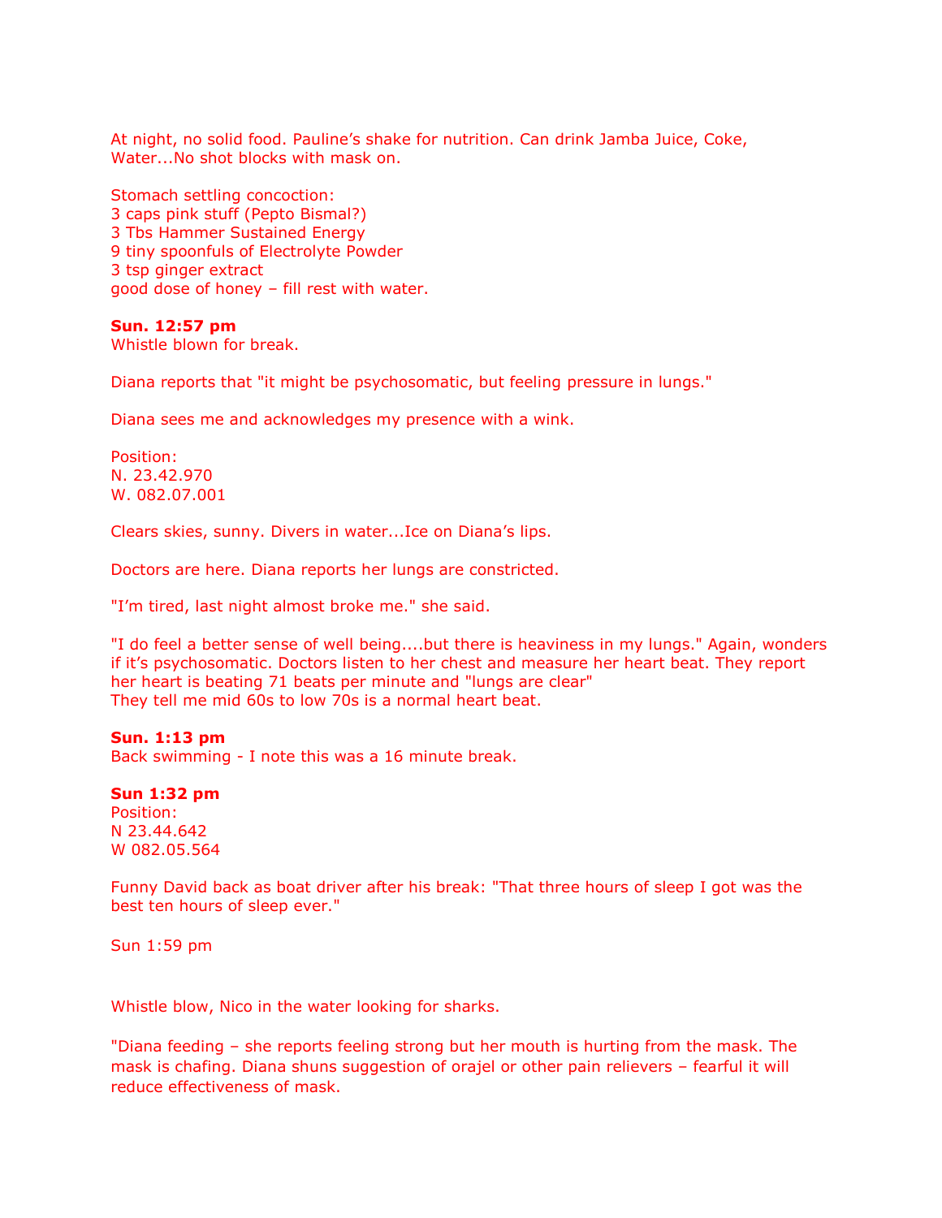At night, no solid food. Pauline's shake for nutrition. Can drink Jamba Juice, Coke, Water...No shot blocks with mask on.

Stomach settling concoction:
3 caps pink stuff (Pepto Bismal?)
3 Tbs Hammer Sustained Energy
9 tiny spoonfuls of Electrolyte Powder
3 tsp ginger extract
good dose of honey – fill rest with water.

**Sun. 12:57 pm**
Whistle blown for break.

Diana reports that "it might be psychosomatic, but feeling pressure in lungs."

Diana sees me and acknowledges my presence with a wink.

Position:
N. 23.42.970
W. 082.07.001

Clears skies, sunny. Divers in water...Ice on Diana's lips.

Doctors are here. Diana reports her lungs are constricted.

"I'm tired, last night almost broke me." she said.

"I do feel a better sense of well being....but there is heaviness in my lungs." Again, wonders if it's psychosomatic. Doctors listen to her chest and measure her heart beat. They report her heart is beating 71 beats per minute and "lungs are clear"
They tell me mid 60s to low 70s is a normal heart beat.

**Sun. 1:13 pm**
Back swimming - I note this was a 16 minute break.

**Sun 1:32 pm**
Position:
N 23.44.642
W 082.05.564

Funny David back as boat driver after his break: "That three hours of sleep I got was the best ten hours of sleep ever."

Sun 1:59 pm

Whistle blow, Nico in the water looking for sharks.

"Diana feeding – she reports feeling strong but her mouth is hurting from the mask. The mask is chafing. Diana shuns suggestion of orajel or other pain relievers – fearful it will reduce effectiveness of mask.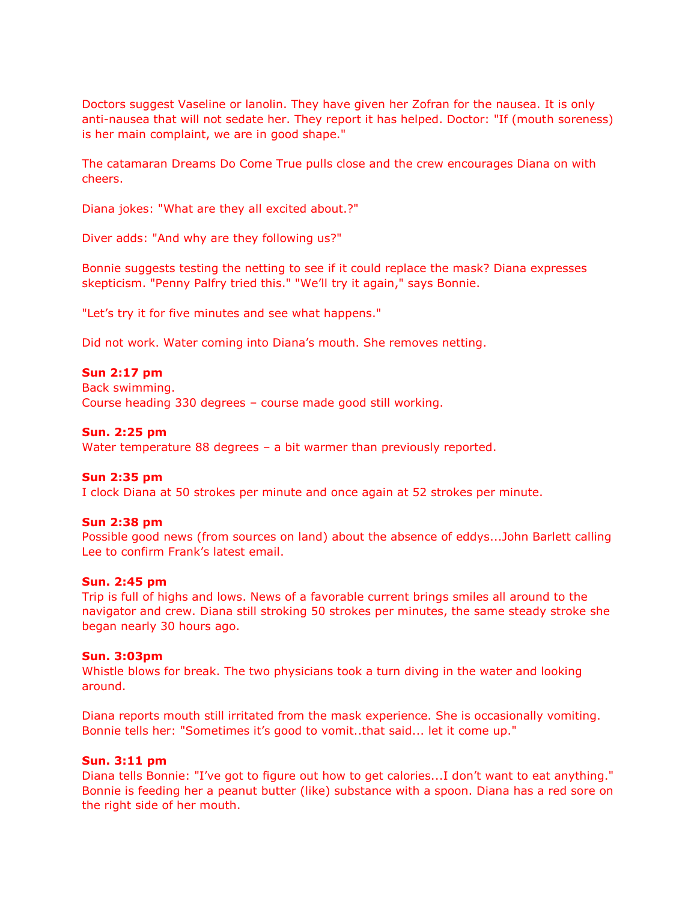Doctors suggest Vaseline or lanolin. They have given her Zofran for the nausea. It is only anti-nausea that will not sedate her. They report it has helped. Doctor: "If (mouth soreness) is her main complaint, we are in good shape."

The catamaran Dreams Do Come True pulls close and the crew encourages Diana on with cheers.

Diana jokes: "What are they all excited about.?"

Diver adds: "And why are they following us?"

Bonnie suggests testing the netting to see if it could replace the mask? Diana expresses skepticism. "Penny Palfry tried this." "We'll try it again," says Bonnie.

"Let's try it for five minutes and see what happens."

Did not work. Water coming into Diana's mouth. She removes netting.

**Sun 2:17 pm**
Back swimming.
Course heading 330 degrees – course made good still working.

**Sun. 2:25 pm**
Water temperature 88 degrees – a bit warmer than previously reported.

**Sun 2:35 pm**
I clock Diana at 50 strokes per minute and once again at 52 strokes per minute.

**Sun 2:38 pm**
Possible good news (from sources on land) about the absence of eddys...John Barlett calling Lee to confirm Frank's latest email.

**Sun. 2:45 pm**
Trip is full of highs and lows. News of a favorable current brings smiles all around to the navigator and crew. Diana still stroking 50 strokes per minutes, the same steady stroke she began nearly 30 hours ago.

**Sun. 3:03pm**
Whistle blows for break. The two physicians took a turn diving in the water and looking around.

Diana reports mouth still irritated from the mask experience. She is occasionally vomiting. Bonnie tells her: "Sometimes it's good to vomit..that said... let it come up."

**Sun. 3:11 pm**
Diana tells Bonnie: "I've got to figure out how to get calories...I don't want to eat anything." Bonnie is feeding her a peanut butter (like) substance with a spoon. Diana has a red sore on the right side of her mouth.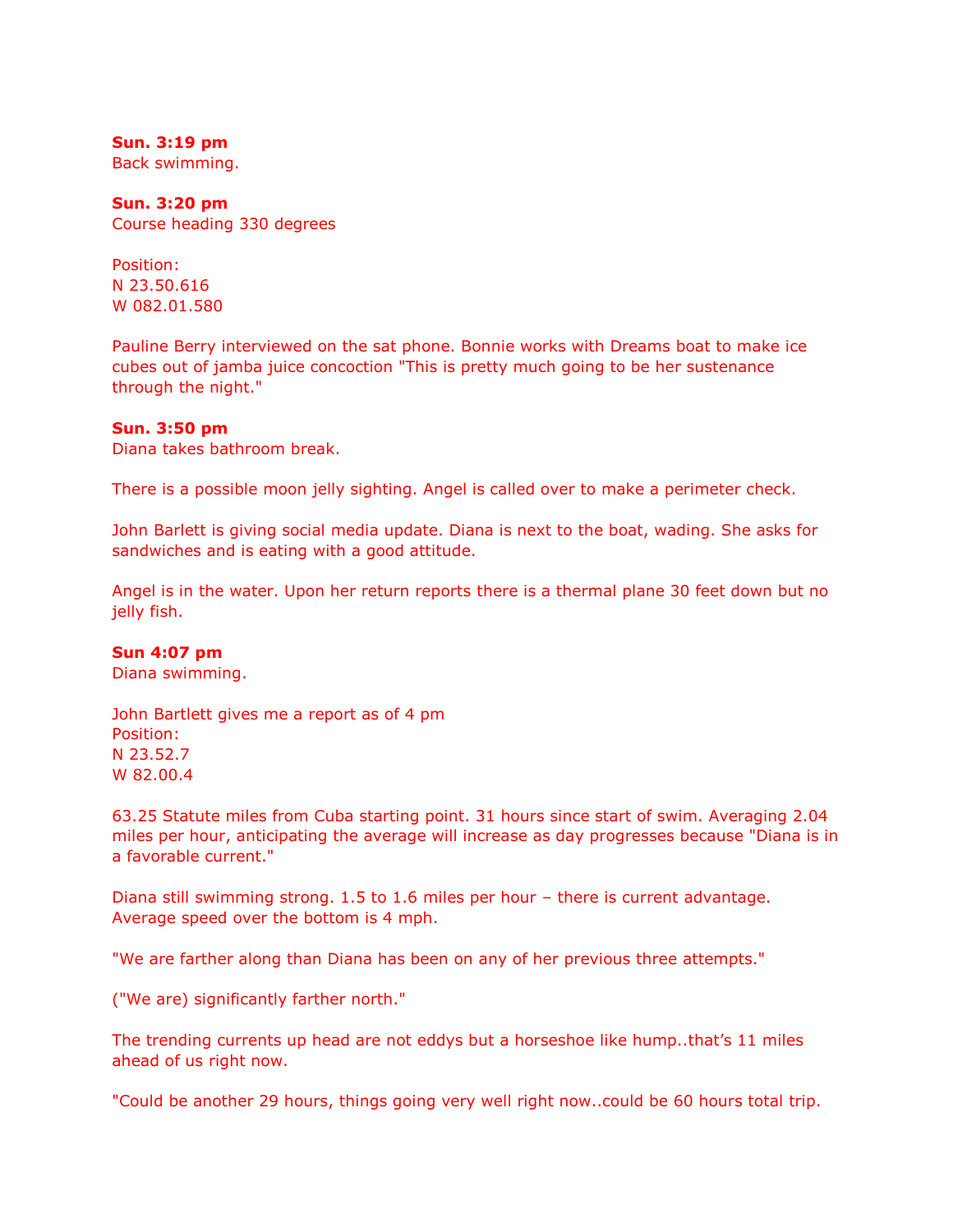**Sun. 3:19 pm**
Back swimming.

**Sun. 3:20 pm**
Course heading 330 degrees

Position:
N 23.50.616
W 082.01.580

Pauline Berry interviewed on the sat phone. Bonnie works with Dreams boat to make ice cubes out of jamba juice concoction "This is pretty much going to be her sustenance through the night."

**Sun. 3:50 pm**
Diana takes bathroom break.

There is a possible moon jelly sighting. Angel is called over to make a perimeter check.

John Barlett is giving social media update. Diana is next to the boat, wading. She asks for sandwiches and is eating with a good attitude.

Angel is in the water. Upon her return reports there is a thermal plane 30 feet down but no jelly fish.

**Sun 4:07 pm**
Diana swimming.

John Bartlett gives me a report as of 4 pm
Position:
N 23.52.7
W 82.00.4

63.25 Statute miles from Cuba starting point. 31 hours since start of swim. Averaging 2.04 miles per hour, anticipating the average will increase as day progresses because "Diana is in a favorable current."

Diana still swimming strong. 1.5 to 1.6 miles per hour – there is current advantage. Average speed over the bottom is 4 mph.

"We are farther along than Diana has been on any of her previous three attempts."

("We are) significantly farther north."

The trending currents up head are not eddys but a horseshoe like hump..that's 11 miles ahead of us right now.

"Could be another 29 hours, things going very well right now..could be 60 hours total trip.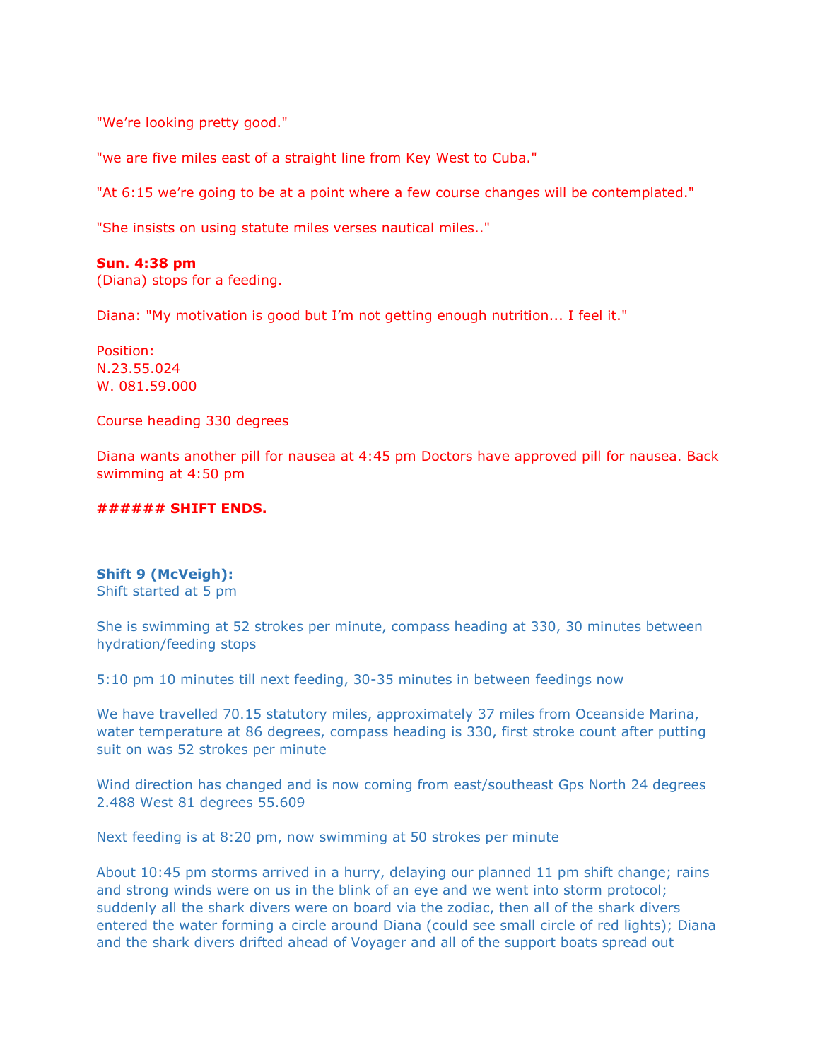"We're looking pretty good."

"we are five miles east of a straight line from Key West to Cuba."

"At 6:15 we're going to be at a point where a few course changes will be contemplated."

"She insists on using statute miles verses nautical miles.."

**Sun. 4:38 pm**
(Diana) stops for a feeding.

Diana: "My motivation is good but I'm not getting enough nutrition... I feel it."

Position:
N.23.55.024
W. 081.59.000

Course heading 330 degrees

Diana wants another pill for nausea at 4:45 pm Doctors have approved pill for nausea. Back swimming at 4:50 pm

**###### SHIFT ENDS.**

**Shift 9 (McVeigh):**
Shift started at 5 pm

She is swimming at 52 strokes per minute, compass heading at 330, 30 minutes between hydration/feeding stops

5:10 pm 10 minutes till next feeding, 30-35 minutes in between feedings now

We have travelled 70.15 statutory miles, approximately 37 miles from Oceanside Marina, water temperature at 86 degrees, compass heading is 330, first stroke count after putting suit on was 52 strokes per minute

Wind direction has changed and is now coming from east/southeast Gps North 24 degrees 2.488 West 81 degrees 55.609

Next feeding is at 8:20 pm, now swimming at 50 strokes per minute

About 10:45 pm storms arrived in a hurry, delaying our planned 11 pm shift change; rains and strong winds were on us in the blink of an eye and we went into storm protocol; suddenly all the shark divers were on board via the zodiac, then all of the shark divers entered the water forming a circle around Diana (could see small circle of red lights); Diana and the shark divers drifted ahead of Voyager and all of the support boats spread out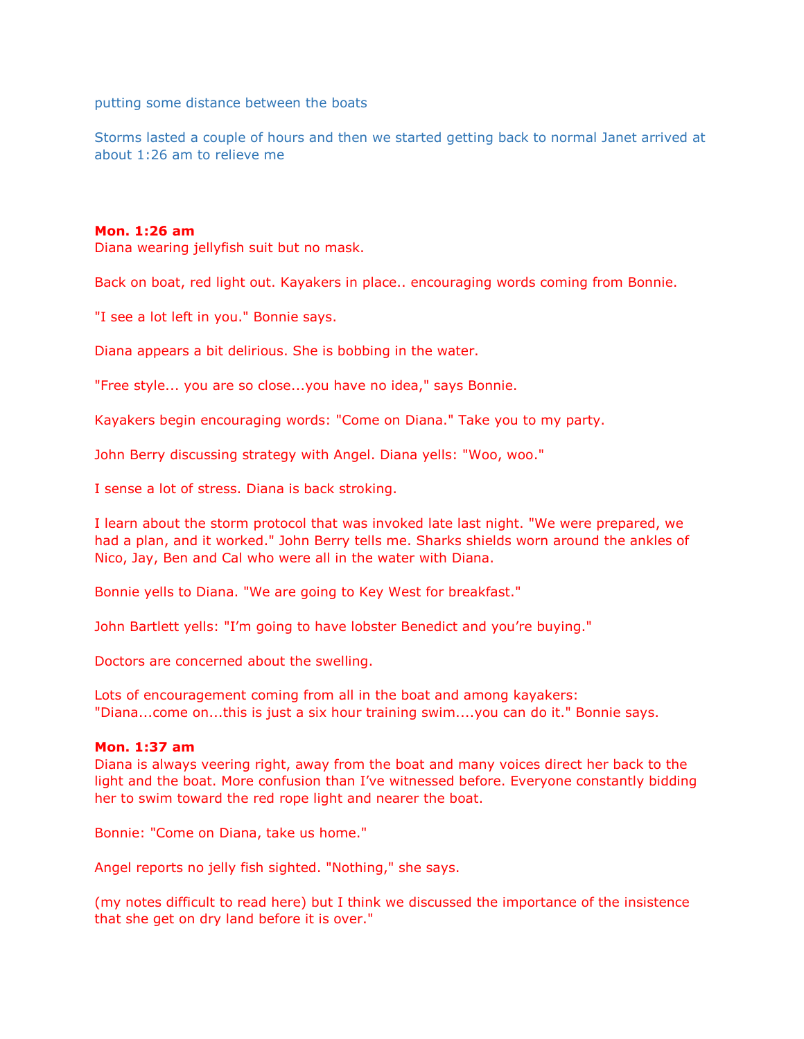putting some distance between the boats

Storms lasted a couple of hours and then we started getting back to normal Janet arrived at about 1:26 am to relieve me

**Mon. 1:26 am**

Diana wearing jellyfish suit but no mask.

Back on boat, red light out. Kayakers in place.. encouraging words coming from Bonnie.

"I see a lot left in you." Bonnie says.

Diana appears a bit delirious. She is bobbing in the water.

"Free style... you are so close...you have no idea," says Bonnie.

Kayakers begin encouraging words: "Come on Diana." Take you to my party.

John Berry discussing strategy with Angel. Diana yells: "Woo, woo."

I sense a lot of stress. Diana is back stroking.

I learn about the storm protocol that was invoked late last night. "We were prepared, we had a plan, and it worked." John Berry tells me. Sharks shields worn around the ankles of Nico, Jay, Ben and Cal who were all in the water with Diana.

Bonnie yells to Diana. "We are going to Key West for breakfast."

John Bartlett yells: "I'm going to have lobster Benedict and you're buying."

Doctors are concerned about the swelling.

Lots of encouragement coming from all in the boat and among kayakers:
"Diana...come on...this is just a six hour training swim....you can do it." Bonnie says.

**Mon. 1:37 am**

Diana is always veering right, away from the boat and many voices direct her back to the light and the boat. More confusion than I've witnessed before. Everyone constantly bidding her to swim toward the red rope light and nearer the boat.

Bonnie: "Come on Diana, take us home."

Angel reports no jelly fish sighted. "Nothing," she says.

(my notes difficult to read here) but I think we discussed the importance of the insistence that she get on dry land before it is over."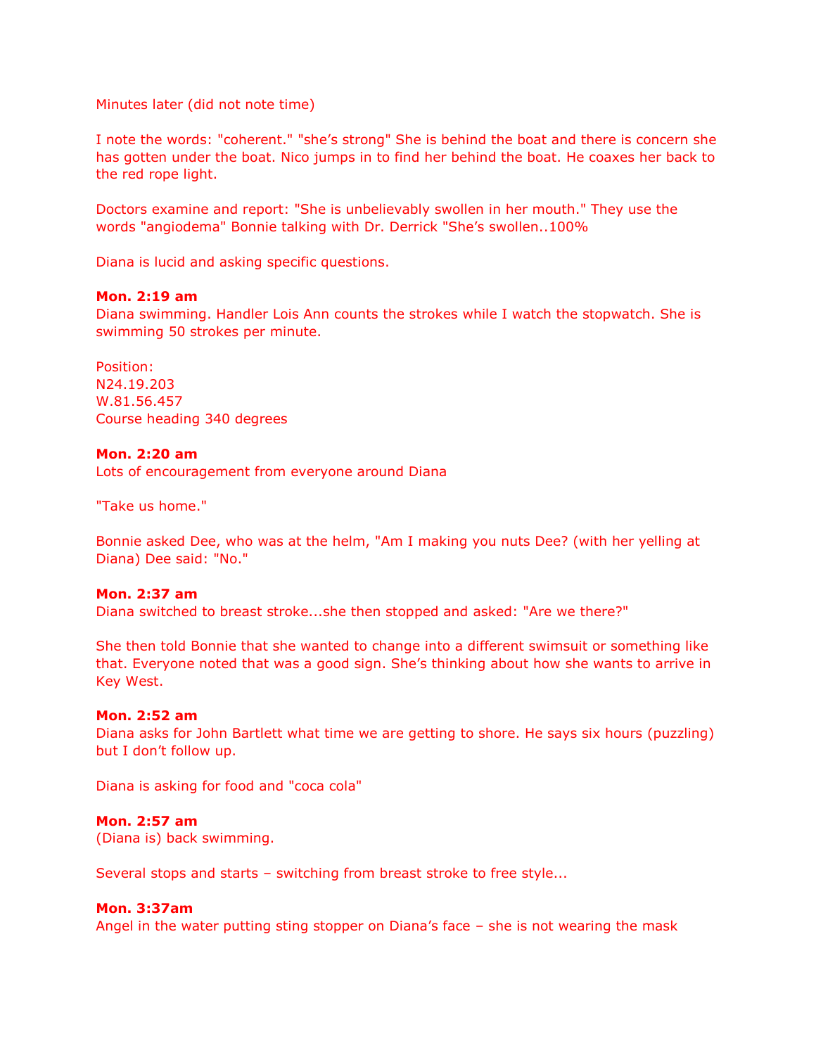Minutes later (did not note time)

I note the words: "coherent." "she's strong" She is behind the boat and there is concern she has gotten under the boat. Nico jumps in to find her behind the boat. He coaxes her back to the red rope light.

Doctors examine and report: "She is unbelievably swollen in her mouth." They use the words "angiodema" Bonnie talking with Dr. Derrick "She's swollen..100%

Diana is lucid and asking specific questions.

**Mon. 2:19 am**
Diana swimming. Handler Lois Ann counts the strokes while I watch the stopwatch. She is swimming 50 strokes per minute.

Position:
N24.19.203
W.81.56.457
Course heading 340 degrees

**Mon. 2:20 am**
Lots of encouragement from everyone around Diana

"Take us home."

Bonnie asked Dee, who was at the helm, "Am I making you nuts Dee? (with her yelling at Diana) Dee said: "No."

**Mon. 2:37 am**
Diana switched to breast stroke...she then stopped and asked: "Are we there?"

She then told Bonnie that she wanted to change into a different swimsuit or something like that. Everyone noted that was a good sign. She's thinking about how she wants to arrive in Key West.

**Mon. 2:52 am**
Diana asks for John Bartlett what time we are getting to shore. He says six hours (puzzling) but I don't follow up.

Diana is asking for food and "coca cola"

**Mon. 2:57 am**
(Diana is) back swimming.

Several stops and starts – switching from breast stroke to free style...

**Mon. 3:37am**
Angel in the water putting sting stopper on Diana's face – she is not wearing the mask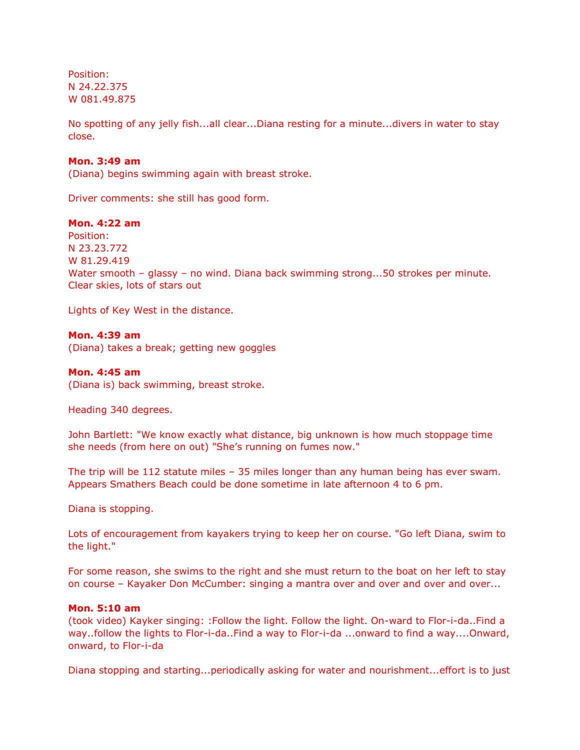Position:
N 24.22.375
W 081.49.875

No spotting of any jelly fish...all clear...Diana resting for a minute...divers in water to stay close.

**Mon. 3:49 am**
(Diana) begins swimming again with breast stroke.

Driver comments: she still has good form.

**Mon. 4:22 am**
Position:
N 23.23.772
W 81.29.419
Water smooth – glassy – no wind. Diana back swimming strong...50 strokes per minute.
Clear skies, lots of stars out

Lights of Key West in the distance.

**Mon. 4:39 am**
(Diana) takes a break; getting new goggles

**Mon. 4:45 am**
(Diana is) back swimming, breast stroke.

Heading 340 degrees.

John Bartlett: "We know exactly what distance, big unknown is how much stoppage time she needs (from here on out) "She's running on fumes now."

The trip will be 112 statute miles – 35 miles longer than any human being has ever swam. Appears Smathers Beach could be done sometime in late afternoon 4 to 6 pm.

Diana is stopping.

Lots of encouragement from kayakers trying to keep her on course. "Go left Diana, swim to the light."

For some reason, she swims to the right and she must return to the boat on her left to stay on course – Kayaker Don McCumber: singing a mantra over and over and over and over...

**Mon. 5:10 am**
(took video) Kayker singing: :Follow the light. Follow the light. On-ward to Flor-i-da..Find a way..follow the lights to Flor-i-da..Find a way to Flor-i-da ...onward to find a way....Onward, onward, to Flor-i-da

Diana stopping and starting...periodically asking for water and nourishment...effort is to just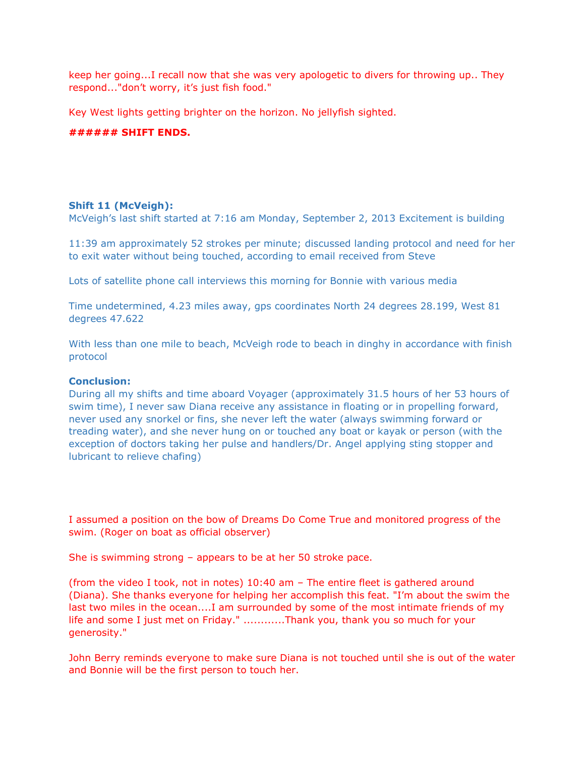keep her going...I recall now that she was very apologetic to divers for throwing up.. They respond..."don't worry, it's just fish food."

Key West lights getting brighter on the horizon. No jellyfish sighted.

**###### SHIFT ENDS.**

**Shift 11 (McVeigh):**

McVeigh's last shift started at 7:16 am Monday, September 2, 2013 Excitement is building

11:39 am approximately 52 strokes per minute; discussed landing protocol and need for her to exit water without being touched, according to email received from Steve

Lots of satellite phone call interviews this morning for Bonnie with various media

Time undetermined, 4.23 miles away, gps coordinates North 24 degrees 28.199, West 81 degrees 47.622

With less than one mile to beach, McVeigh rode to beach in dinghy in accordance with finish protocol

**Conclusion:**

During all my shifts and time aboard Voyager (approximately 31.5 hours of her 53 hours of swim time), I never saw Diana receive any assistance in floating or in propelling forward, never used any snorkel or fins, she never left the water (always swimming forward or treading water), and she never hung on or touched any boat or kayak or person (with the exception of doctors taking her pulse and handlers/Dr. Angel applying sting stopper and lubricant to relieve chafing)

I assumed a position on the bow of Dreams Do Come True and monitored progress of the swim. (Roger on boat as official observer)

She is swimming strong – appears to be at her 50 stroke pace.

(from the video I took, not in notes) 10:40 am – The entire fleet is gathered around (Diana). She thanks everyone for helping her accomplish this feat. "I'm about the swim the last two miles in the ocean....I am surrounded by some of the most intimate friends of my life and some I just met on Friday." ............Thank you, thank you so much for your generosity."

John Berry reminds everyone to make sure Diana is not touched until she is out of the water and Bonnie will be the first person to touch her.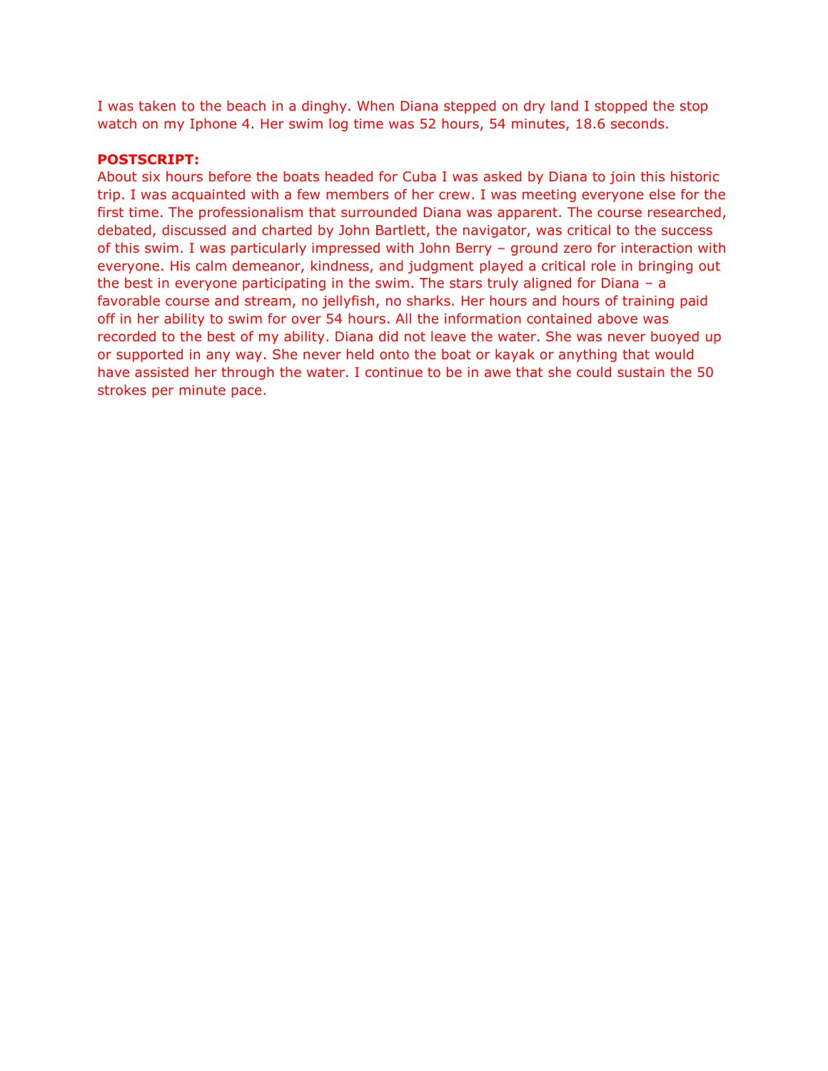I was taken to the beach in a dinghy. When Diana stepped on dry land I stopped the stop watch on my Iphone 4. Her swim log time was 52 hours, 54 minutes, 18.6 seconds.

**POSTSCRIPT:**

About six hours before the boats headed for Cuba I was asked by Diana to join this historic trip. I was acquainted with a few members of her crew. I was meeting everyone else for the first time. The professionalism that surrounded Diana was apparent. The course researched, debated, discussed and charted by John Bartlett, the navigator, was critical to the success of this swim. I was particularly impressed with John Berry – ground zero for interaction with everyone. His calm demeanor, kindness, and judgment played a critical role in bringing out the best in everyone participating in the swim. The stars truly aligned for Diana – a favorable course and stream, no jellyfish, no sharks. Her hours and hours of training paid off in her ability to swim for over 54 hours. All the information contained above was recorded to the best of my ability. Diana did not leave the water. She was never buoyed up or supported in any way. She never held onto the boat or kayak or anything that would have assisted her through the water. I continue to be in awe that she could sustain the 50 strokes per minute pace.